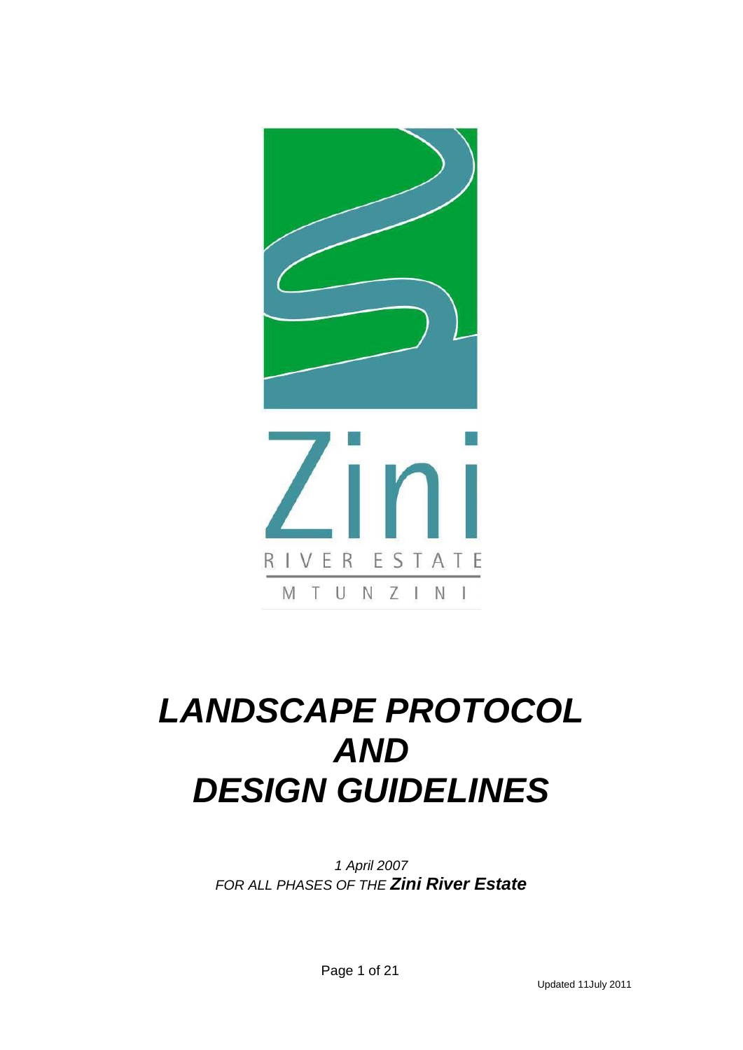Zini

RIVER ESTATE

MTUNZINI

# *LANDSCAPE PROTOCOL AND DESIGN GUIDELINES*

*1 April 2007*
*FOR ALL PHASES OF THE* ***Zini River Estate***

Updated 11July 2011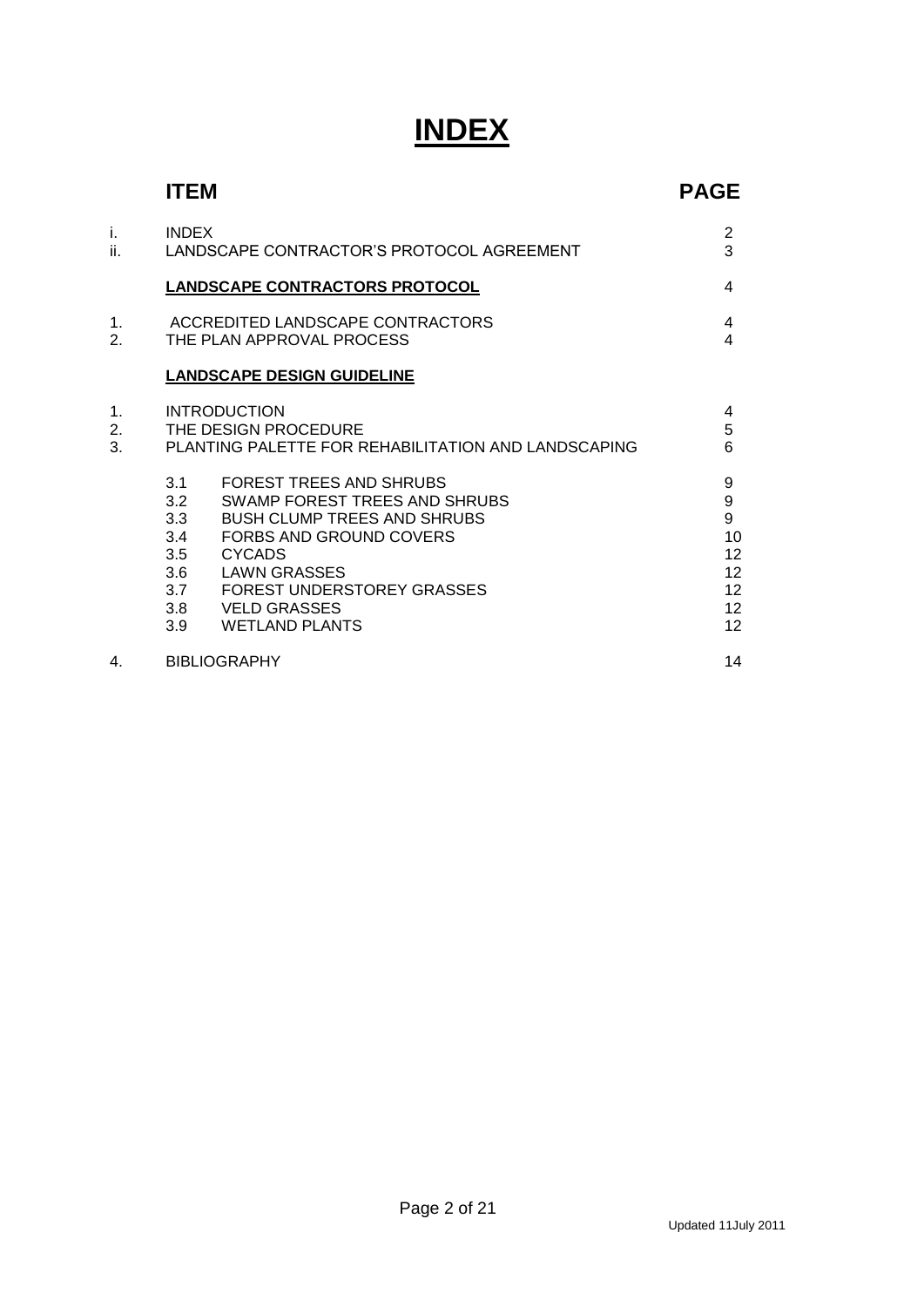# INDEX

| | ITEM | PAGE |
|---|---|---|
| i. | INDEX | 2 |
| ii. | LANDSCAPE CONTRACTOR'S PROTOCOL AGREEMENT | 3 |
| | **LANDSCAPE CONTRACTORS PROTOCOL** | 4 |
| 1. | ACCREDITED LANDSCAPE CONTRACTORS | 4 |
| 2. | THE PLAN APPROVAL PROCESS | 4 |
| | **LANDSCAPE DESIGN GUIDELINE** | |
| 1. | INTRODUCTION | 4 |
| 2. | THE DESIGN PROCEDURE | 5 |
| 3. | PLANTING PALETTE FOR REHABILITATION AND LANDSCAPING | 6 |
| | 3.1 FOREST TREES AND SHRUBS | 9 |
| | 3.2 SWAMP FOREST TREES AND SHRUBS | 9 |
| | 3.3 BUSH CLUMP TREES AND SHRUBS | 9 |
| | 3.4 FORBS AND GROUND COVERS | 10 |
| | 3.5 CYCADS | 12 |
| | 3.6 LAWN GRASSES | 12 |
| | 3.7 FOREST UNDERSTOREY GRASSES | 12 |
| | 3.8 VELD GRASSES | 12 |
| | 3.9 WETLAND PLANTS | 12 |
| 4. | BIBLIOGRAPHY | 14 |

Updated 11July 2011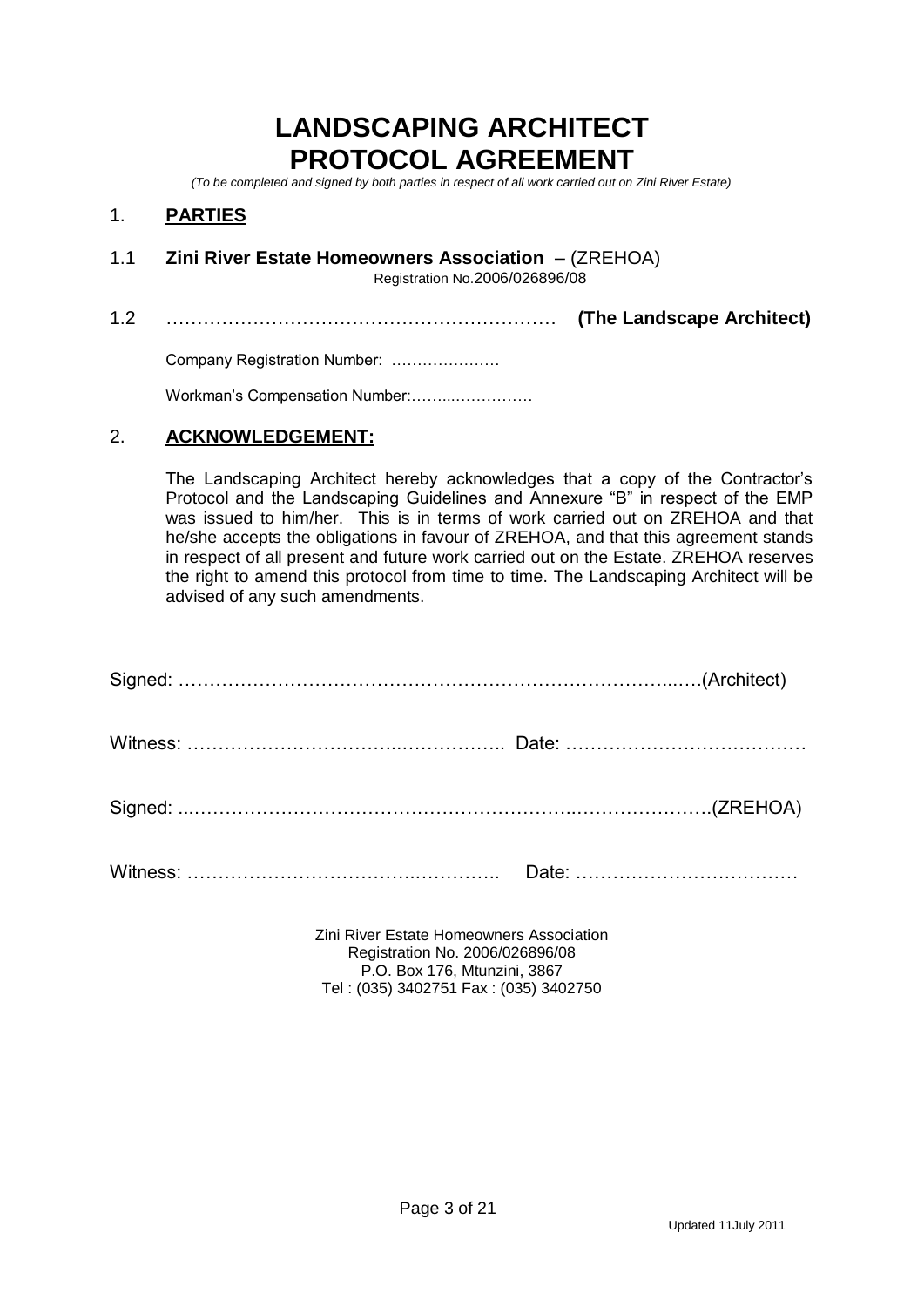# LANDSCAPING ARCHITECT PROTOCOL AGREEMENT

*(To be completed and signed by both parties in respect of all work carried out on Zini River Estate)*

## 1. PARTIES

1.1 **Zini River Estate Homeowners Association** – (ZREHOA)
Registration No.2006/026896/08

1.2 ……………………………………………………… **(The Landscape Architect)**

Company Registration Number: …………………

Workman's Compensation Number:……..……………

## 2. ACKNOWLEDGEMENT:

The Landscaping Architect hereby acknowledges that a copy of the Contractor's Protocol and the Landscaping Guidelines and Annexure "B" in respect of the EMP was issued to him/her. This is in terms of work carried out on ZREHOA and that he/she accepts the obligations in favour of ZREHOA, and that this agreement stands in respect of all present and future work carried out on the Estate. ZREHOA reserves the right to amend this protocol from time to time. The Landscaping Architect will be advised of any such amendments.

Signed: …………………………………………………………………….….(Architect)

Witness: ……………………………..…………….. Date: …………………………………

Signed: ..…………………………….…………………..………………….(ZREHOA)

Witness: ……………………………..………….. Date: ………………………………

Zini River Estate Homeowners Association
Registration No. 2006/026896/08
P.O. Box 176, Mtunzini, 3867
Tel : (035) 3402751 Fax : (035) 3402750

Updated 11July 2011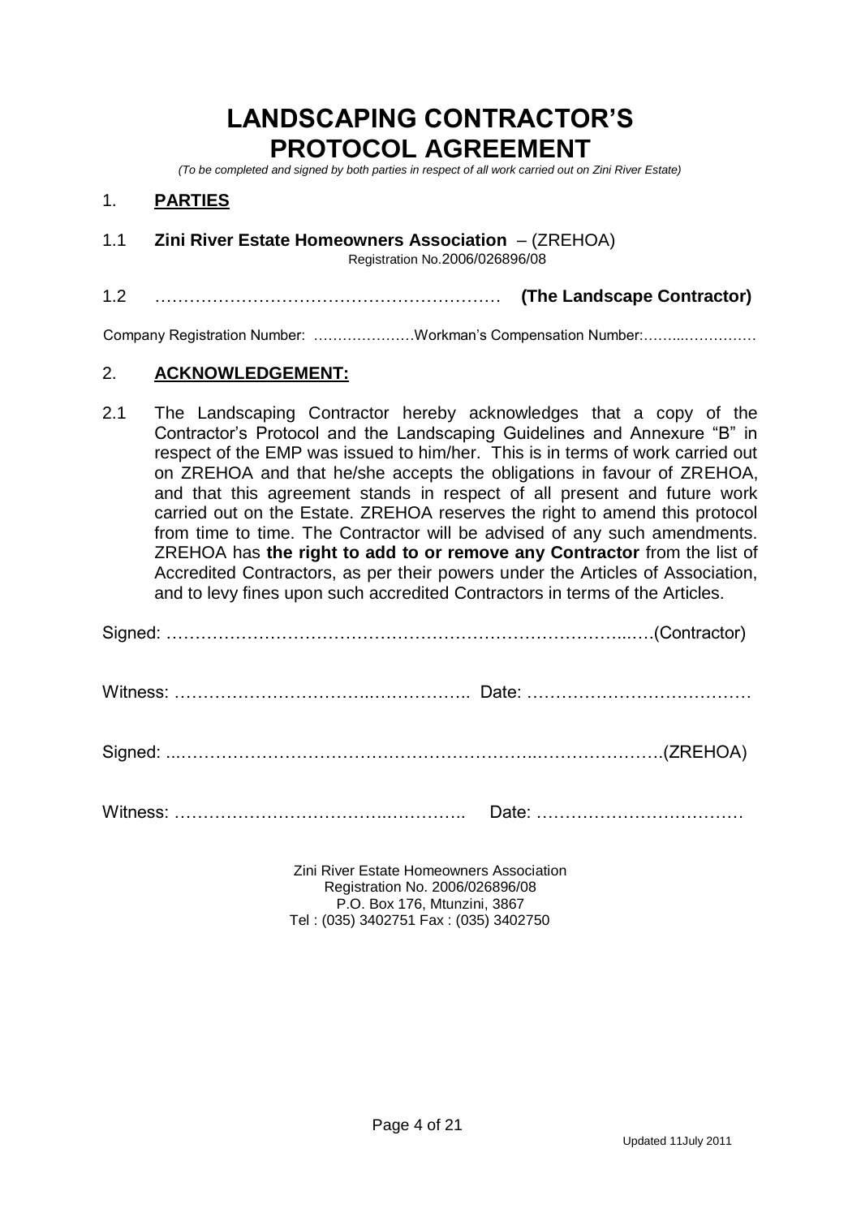# LANDSCAPING CONTRACTOR'S PROTOCOL AGREEMENT

*(To be completed and signed by both parties in respect of all work carried out on Zini River Estate)*

## 1. PARTIES

1.1 **Zini River Estate Homeowners Association** – (ZREHOA)
Registration No.2006/026896/08

1.2 …………………………………………………… **(The Landscape Contractor)**

Company Registration Number: …………………Workman's Compensation Number:……..……………

## 2. ACKNOWLEDGEMENT:

2.1 The Landscaping Contractor hereby acknowledges that a copy of the Contractor's Protocol and the Landscaping Guidelines and Annexure "B" in respect of the EMP was issued to him/her. This is in terms of work carried out on ZREHOA and that he/she accepts the obligations in favour of ZREHOA, and that this agreement stands in respect of all present and future work carried out on the Estate. ZREHOA reserves the right to amend this protocol from time to time. The Contractor will be advised of any such amendments. ZREHOA has **the right to add to or remove any Contractor** from the list of Accredited Contractors, as per their powers under the Articles of Association, and to levy fines upon such accredited Contractors in terms of the Articles.

Signed: …………………………………………………………………..….(Contractor)

Witness: ……………………………..…………….. Date: …………………………………

Signed: ..……………………………….……………………..………………….(ZREHOA)

Witness: ……………………………..………….. Date: ………………………………

Zini River Estate Homeowners Association
Registration No. 2006/026896/08
P.O. Box 176, Mtunzini, 3867
Tel : (035) 3402751 Fax : (035) 3402750

Updated 11July 2011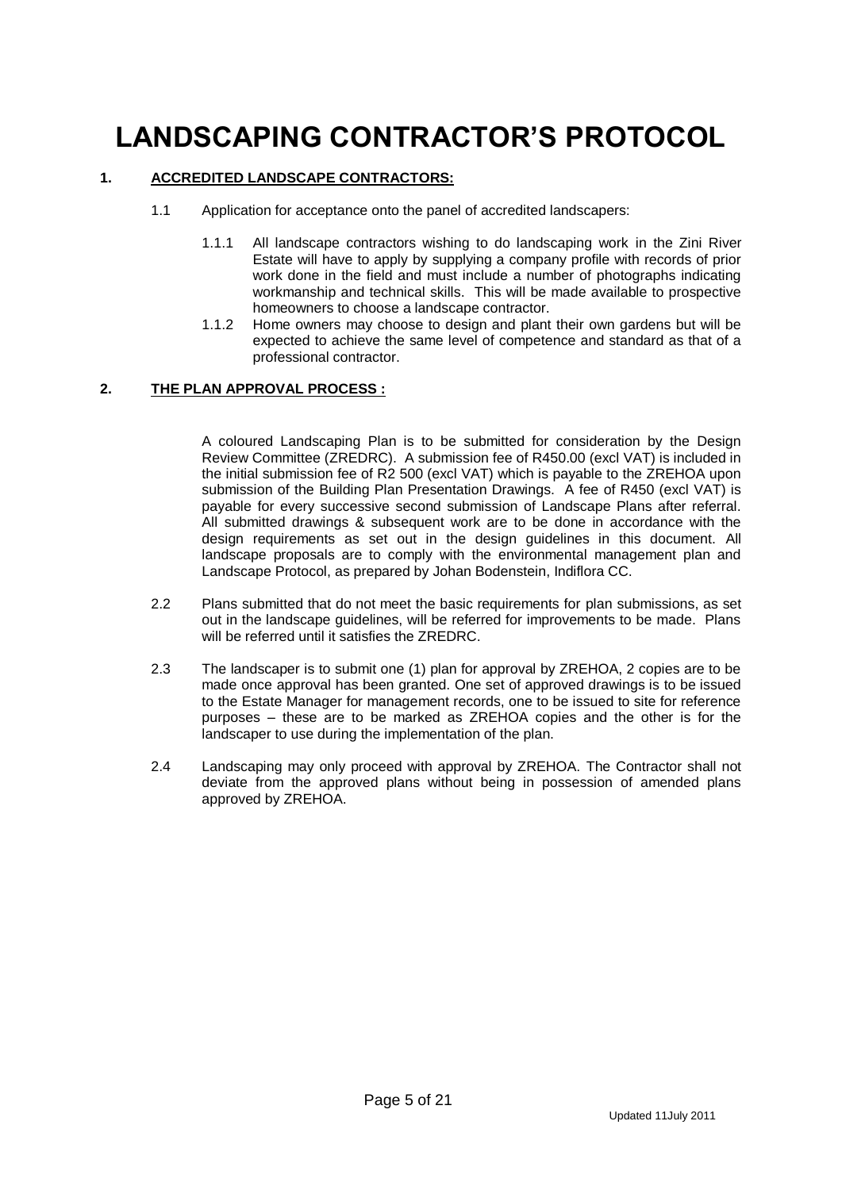# LANDSCAPING CONTRACTOR'S PROTOCOL

## 1. ACCREDITED LANDSCAPE CONTRACTORS:

1.1 Application for acceptance onto the panel of accredited landscapers:

1.1.1 All landscape contractors wishing to do landscaping work in the Zini River Estate will have to apply by supplying a company profile with records of prior work done in the field and must include a number of photographs indicating workmanship and technical skills. This will be made available to prospective homeowners to choose a landscape contractor.

1.1.2 Home owners may choose to design and plant their own gardens but will be expected to achieve the same level of competence and standard as that of a professional contractor.

## 2. THE PLAN APPROVAL PROCESS :

A coloured Landscaping Plan is to be submitted for consideration by the Design Review Committee (ZREDRC). A submission fee of R450.00 (excl VAT) is included in the initial submission fee of R2 500 (excl VAT) which is payable to the ZREHOA upon submission of the Building Plan Presentation Drawings. A fee of R450 (excl VAT) is payable for every successive second submission of Landscape Plans after referral. All submitted drawings & subsequent work are to be done in accordance with the design requirements as set out in the design guidelines in this document. All landscape proposals are to comply with the environmental management plan and Landscape Protocol, as prepared by Johan Bodenstein, Indiflora CC.

2.2 Plans submitted that do not meet the basic requirements for plan submissions, as set out in the landscape guidelines, will be referred for improvements to be made. Plans will be referred until it satisfies the ZREDRC.

2.3 The landscaper is to submit one (1) plan for approval by ZREHOA, 2 copies are to be made once approval has been granted. One set of approved drawings is to be issued to the Estate Manager for management records, one to be issued to site for reference purposes – these are to be marked as ZREHOA copies and the other is for the landscaper to use during the implementation of the plan.

2.4 Landscaping may only proceed with approval by ZREHOA. The Contractor shall not deviate from the approved plans without being in possession of amended plans approved by ZREHOA.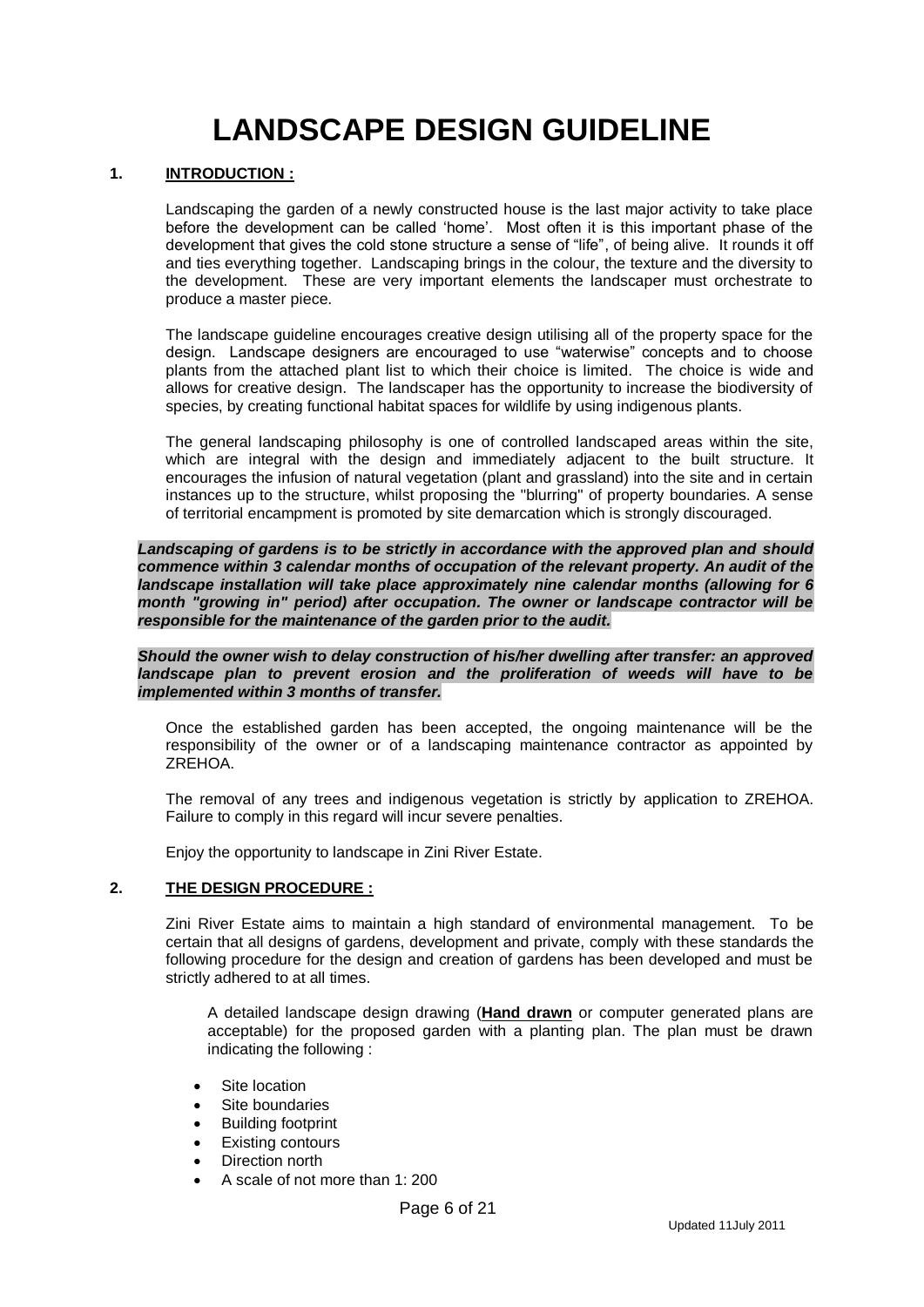# LANDSCAPE DESIGN GUIDELINE

## 1. INTRODUCTION :

Landscaping the garden of a newly constructed house is the last major activity to take place before the development can be called 'home'. Most often it is this important phase of the development that gives the cold stone structure a sense of "life", of being alive. It rounds it off and ties everything together. Landscaping brings in the colour, the texture and the diversity to the development. These are very important elements the landscaper must orchestrate to produce a master piece.

The landscape guideline encourages creative design utilising all of the property space for the design. Landscape designers are encouraged to use "waterwise" concepts and to choose plants from the attached plant list to which their choice is limited. The choice is wide and allows for creative design. The landscaper has the opportunity to increase the biodiversity of species, by creating functional habitat spaces for wildlife by using indigenous plants.

The general landscaping philosophy is one of controlled landscaped areas within the site, which are integral with the design and immediately adjacent to the built structure. It encourages the infusion of natural vegetation (plant and grassland) into the site and in certain instances up to the structure, whilst proposing the "blurring" of property boundaries. A sense of territorial encampment is promoted by site demarcation which is strongly discouraged.

***Landscaping of gardens is to be strictly in accordance with the approved plan and should commence within 3 calendar months of occupation of the relevant property. An audit of the landscape installation will take place approximately nine calendar months (allowing for 6 month "growing in" period) after occupation. The owner or landscape contractor will be responsible for the maintenance of the garden prior to the audit.***

***Should the owner wish to delay construction of his/her dwelling after transfer: an approved landscape plan to prevent erosion and the proliferation of weeds will have to be implemented within 3 months of transfer.***

Once the established garden has been accepted, the ongoing maintenance will be the responsibility of the owner or of a landscaping maintenance contractor as appointed by ZREHOA.

The removal of any trees and indigenous vegetation is strictly by application to ZREHOA. Failure to comply in this regard will incur severe penalties.

Enjoy the opportunity to landscape in Zini River Estate.

## 2. THE DESIGN PROCEDURE :

Zini River Estate aims to maintain a high standard of environmental management. To be certain that all designs of gardens, development and private, comply with these standards the following procedure for the design and creation of gardens has been developed and must be strictly adhered to at all times.

A detailed landscape design drawing (**Hand drawn** or computer generated plans are acceptable) for the proposed garden with a planting plan. The plan must be drawn indicating the following :

- Site location
- Site boundaries
- Building footprint
- Existing contours
- Direction north
- A scale of not more than 1: 200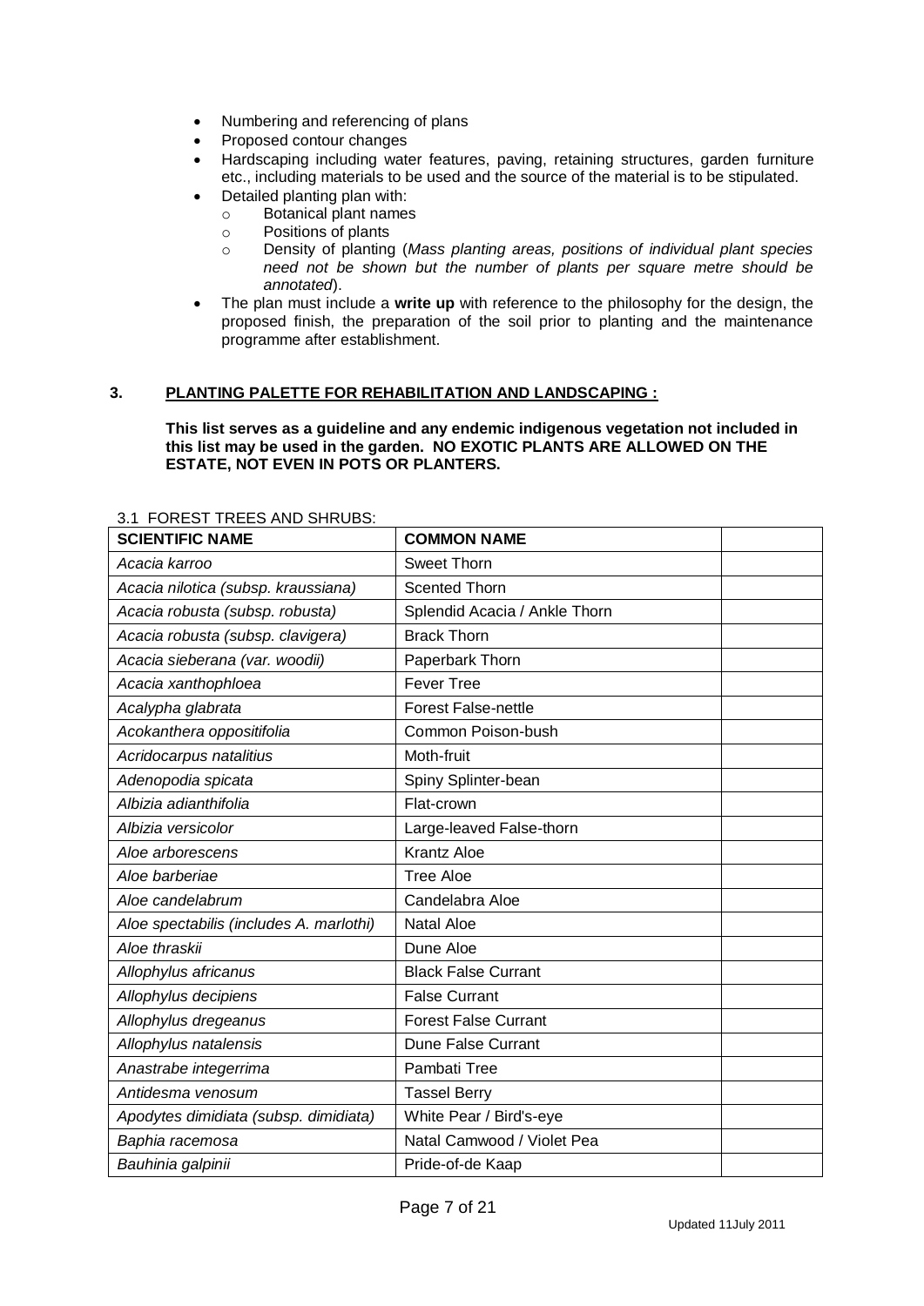- Numbering and referencing of plans
- Proposed contour changes
- Hardscaping including water features, paving, retaining structures, garden furniture etc., including materials to be used and the source of the material is to be stipulated.
- Detailed planting plan with:
  - Botanical plant names
  - Positions of plants
  - Density of planting (*Mass planting areas, positions of individual plant species need not be shown but the number of plants per square metre should be annotated*).
- The plan must include a **write up** with reference to the philosophy for the design, the proposed finish, the preparation of the soil prior to planting and the maintenance programme after establishment.

## 3. PLANTING PALETTE FOR REHABILITATION AND LANDSCAPING :

**This list serves as a guideline and any endemic indigenous vegetation not included in this list may be used in the garden. NO EXOTIC PLANTS ARE ALLOWED ON THE ESTATE, NOT EVEN IN POTS OR PLANTERS.**

3.1 FOREST TREES AND SHRUBS:

| SCIENTIFIC NAME | COMMON NAME | |
|---|---|---|
| *Acacia karroo* | Sweet Thorn | |
| *Acacia nilotica (subsp. kraussiana)* | Scented Thorn | |
| *Acacia robusta (subsp. robusta)* | Splendid Acacia / Ankle Thorn | |
| *Acacia robusta (subsp. clavigera)* | Brack Thorn | |
| *Acacia sieberana (var. woodii)* | Paperbark Thorn | |
| *Acacia xanthophloea* | Fever Tree | |
| *Acalypha glabrata* | Forest False-nettle | |
| *Acokanthera oppositifolia* | Common Poison-bush | |
| *Acridocarpus natalitius* | Moth-fruit | |
| *Adenopodia spicata* | Spiny Splinter-bean | |
| *Albizia adianthifolia* | Flat-crown | |
| *Albizia versicolor* | Large-leaved False-thorn | |
| *Aloe arborescens* | Krantz Aloe | |
| *Aloe barberiae* | Tree Aloe | |
| *Aloe candelabrum* | Candelabra Aloe | |
| *Aloe spectabilis (includes A. marlothi)* | Natal Aloe | |
| *Aloe thraskii* | Dune Aloe | |
| *Allophylus africanus* | Black False Currant | |
| *Allophylus decipiens* | False Currant | |
| *Allophylus dregeanus* | Forest False Currant | |
| *Allophylus natalensis* | Dune False Currant | |
| *Anastrabe integerrima* | Pambati Tree | |
| *Antidesma venosum* | Tassel Berry | |
| *Apodytes dimidiata (subsp. dimidiata)* | White Pear / Bird's-eye | |
| *Baphia racemosa* | Natal Camwood / Violet Pea | |
| *Bauhinia galpinii* | Pride-of-de Kaap | |

Updated 11July 2011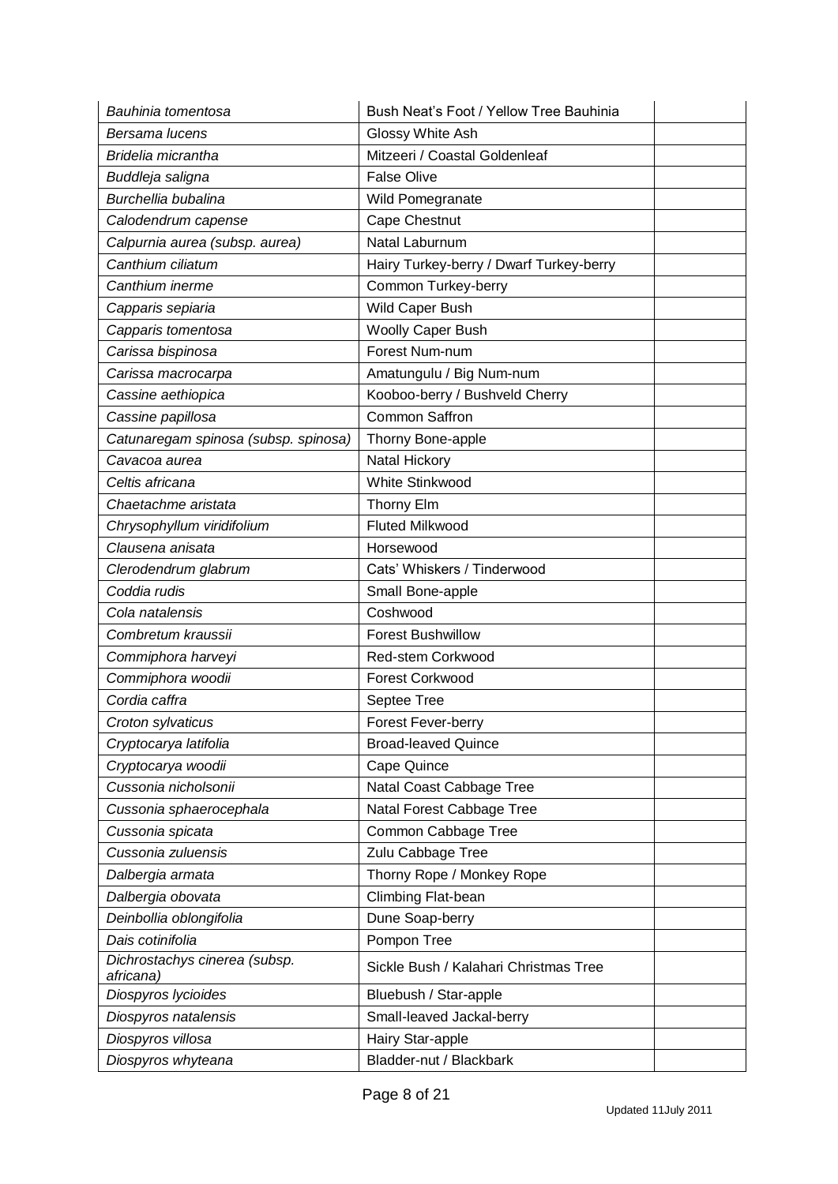| | | |
|---|---|---|
| *Bauhinia tomentosa* | Bush Neat's Foot / Yellow Tree Bauhinia | |
| *Bersama lucens* | Glossy White Ash | |
| *Bridelia micrantha* | Mitzeeri / Coastal Goldenleaf | |
| *Buddleja saligna* | False Olive | |
| *Burchellia bubalina* | Wild Pomegranate | |
| *Calodendrum capense* | Cape Chestnut | |
| *Calpurnia aurea (subsp. aurea)* | Natal Laburnum | |
| *Canthium ciliatum* | Hairy Turkey-berry / Dwarf Turkey-berry | |
| *Canthium inerme* | Common Turkey-berry | |
| *Capparis sepiaria* | Wild Caper Bush | |
| *Capparis tomentosa* | Woolly Caper Bush | |
| *Carissa bispinosa* | Forest Num-num | |
| *Carissa macrocarpa* | Amatungulu / Big Num-num | |
| *Cassine aethiopica* | Kooboo-berry / Bushveld Cherry | |
| *Cassine papillosa* | Common Saffron | |
| *Catunaregam spinosa (subsp. spinosa)* | Thorny Bone-apple | |
| *Cavacoa aurea* | Natal Hickory | |
| *Celtis africana* | White Stinkwood | |
| *Chaetachme aristata* | Thorny Elm | |
| *Chrysophyllum viridifolium* | Fluted Milkwood | |
| *Clausena anisata* | Horsewood | |
| *Clerodendrum glabrum* | Cats' Whiskers / Tinderwood | |
| *Coddia rudis* | Small Bone-apple | |
| *Cola natalensis* | Coshwood | |
| *Combretum kraussii* | Forest Bushwillow | |
| *Commiphora harveyi* | Red-stem Corkwood | |
| *Commiphora woodii* | Forest Corkwood | |
| *Cordia caffra* | Septee Tree | |
| *Croton sylvaticus* | Forest Fever-berry | |
| *Cryptocarya latifolia* | Broad-leaved Quince | |
| *Cryptocarya woodii* | Cape Quince | |
| *Cussonia nicholsonii* | Natal Coast Cabbage Tree | |
| *Cussonia sphaerocephala* | Natal Forest Cabbage Tree | |
| *Cussonia spicata* | Common Cabbage Tree | |
| *Cussonia zuluensis* | Zulu Cabbage Tree | |
| *Dalbergia armata* | Thorny Rope / Monkey Rope | |
| *Dalbergia obovata* | Climbing Flat-bean | |
| *Deinbollia oblongifolia* | Dune Soap-berry | |
| *Dais cotinifolia* | Pompon Tree | |
| *Dichrostachys cinerea (subsp. africana)* | Sickle Bush / Kalahari Christmas Tree | |
| *Diospyros lycioides* | Bluebush / Star-apple | |
| *Diospyros natalensis* | Small-leaved Jackal-berry | |
| *Diospyros villosa* | Hairy Star-apple | |
| *Diospyros whyteana* | Bladder-nut / Blackbark | |

Updated 11July 2011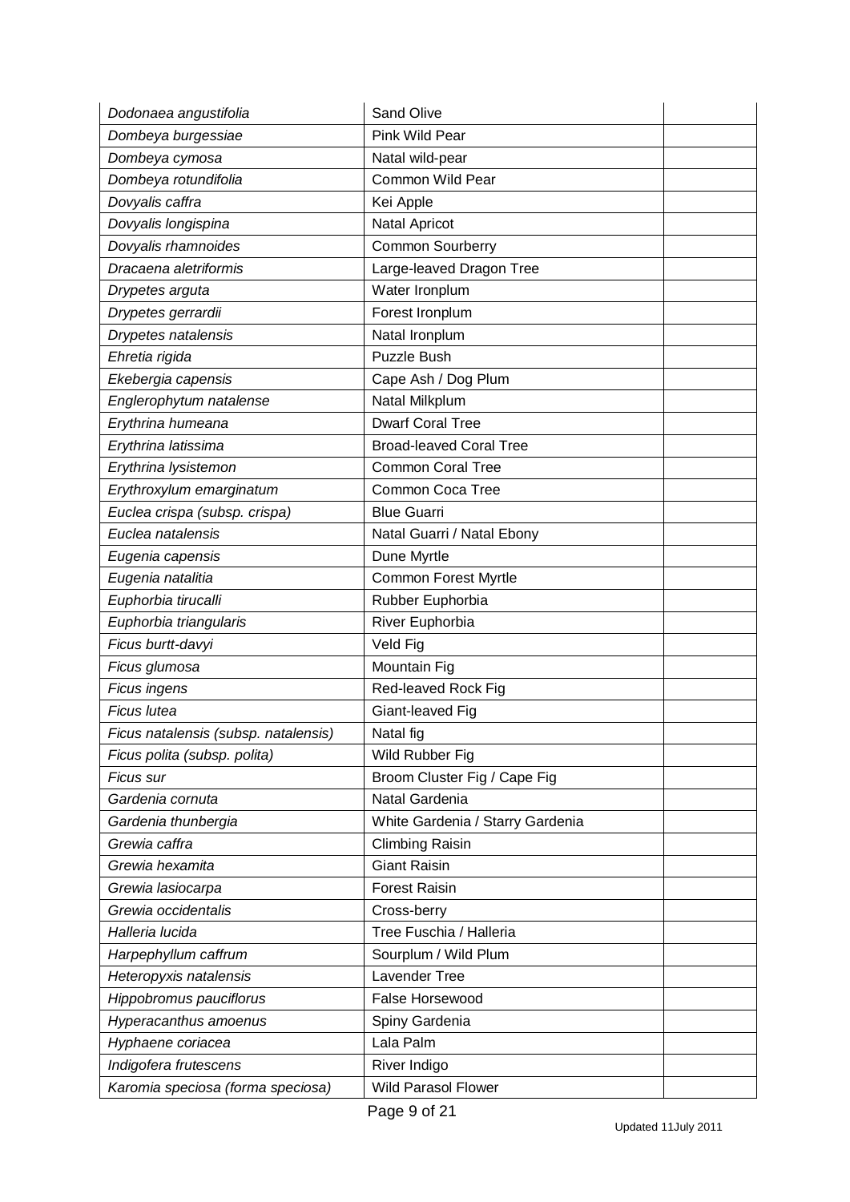| | | |
|---|---|---|
| *Dodonaea angustifolia* | Sand Olive | |
| *Dombeya burgessiae* | Pink Wild Pear | |
| *Dombeya cymosa* | Natal wild-pear | |
| *Dombeya rotundifolia* | Common Wild Pear | |
| *Dovyalis caffra* | Kei Apple | |
| *Dovyalis longispina* | Natal Apricot | |
| *Dovyalis rhamnoides* | Common Sourberry | |
| *Dracaena aletriformis* | Large-leaved Dragon Tree | |
| *Drypetes arguta* | Water Ironplum | |
| *Drypetes gerrardii* | Forest Ironplum | |
| *Drypetes natalensis* | Natal Ironplum | |
| *Ehretia rigida* | Puzzle Bush | |
| *Ekebergia capensis* | Cape Ash / Dog Plum | |
| *Englerophytum natalense* | Natal Milkplum | |
| *Erythrina humeana* | Dwarf Coral Tree | |
| *Erythrina latissima* | Broad-leaved Coral Tree | |
| *Erythrina lysistemon* | Common Coral Tree | |
| *Erythroxylum emarginatum* | Common Coca Tree | |
| *Euclea crispa (subsp. crispa)* | Blue Guarri | |
| *Euclea natalensis* | Natal Guarri / Natal Ebony | |
| *Eugenia capensis* | Dune Myrtle | |
| *Eugenia natalitia* | Common Forest Myrtle | |
| *Euphorbia tirucalli* | Rubber Euphorbia | |
| *Euphorbia triangularis* | River Euphorbia | |
| *Ficus burtt-davyi* | Veld Fig | |
| *Ficus glumosa* | Mountain Fig | |
| *Ficus ingens* | Red-leaved Rock Fig | |
| *Ficus lutea* | Giant-leaved Fig | |
| *Ficus natalensis (subsp. natalensis)* | Natal fig | |
| *Ficus polita (subsp. polita)* | Wild Rubber Fig | |
| *Ficus sur* | Broom Cluster Fig / Cape Fig | |
| *Gardenia cornuta* | Natal Gardenia | |
| *Gardenia thunbergia* | White Gardenia / Starry Gardenia | |
| *Grewia caffra* | Climbing Raisin | |
| *Grewia hexamita* | Giant Raisin | |
| *Grewia lasiocarpa* | Forest Raisin | |
| *Grewia occidentalis* | Cross-berry | |
| *Halleria lucida* | Tree Fuschia / Halleria | |
| *Harpephyllum caffrum* | Sourplum / Wild Plum | |
| *Heteropyxis natalensis* | Lavender Tree | |
| *Hippobromus pauciflorus* | False Horsewood | |
| *Hyperacanthus amoenus* | Spiny Gardenia | |
| *Hyphaene coriacea* | Lala Palm | |
| *Indigofera frutescens* | River Indigo | |
| *Karomia speciosa (forma speciosa)* | Wild Parasol Flower | |

Updated 11July 2011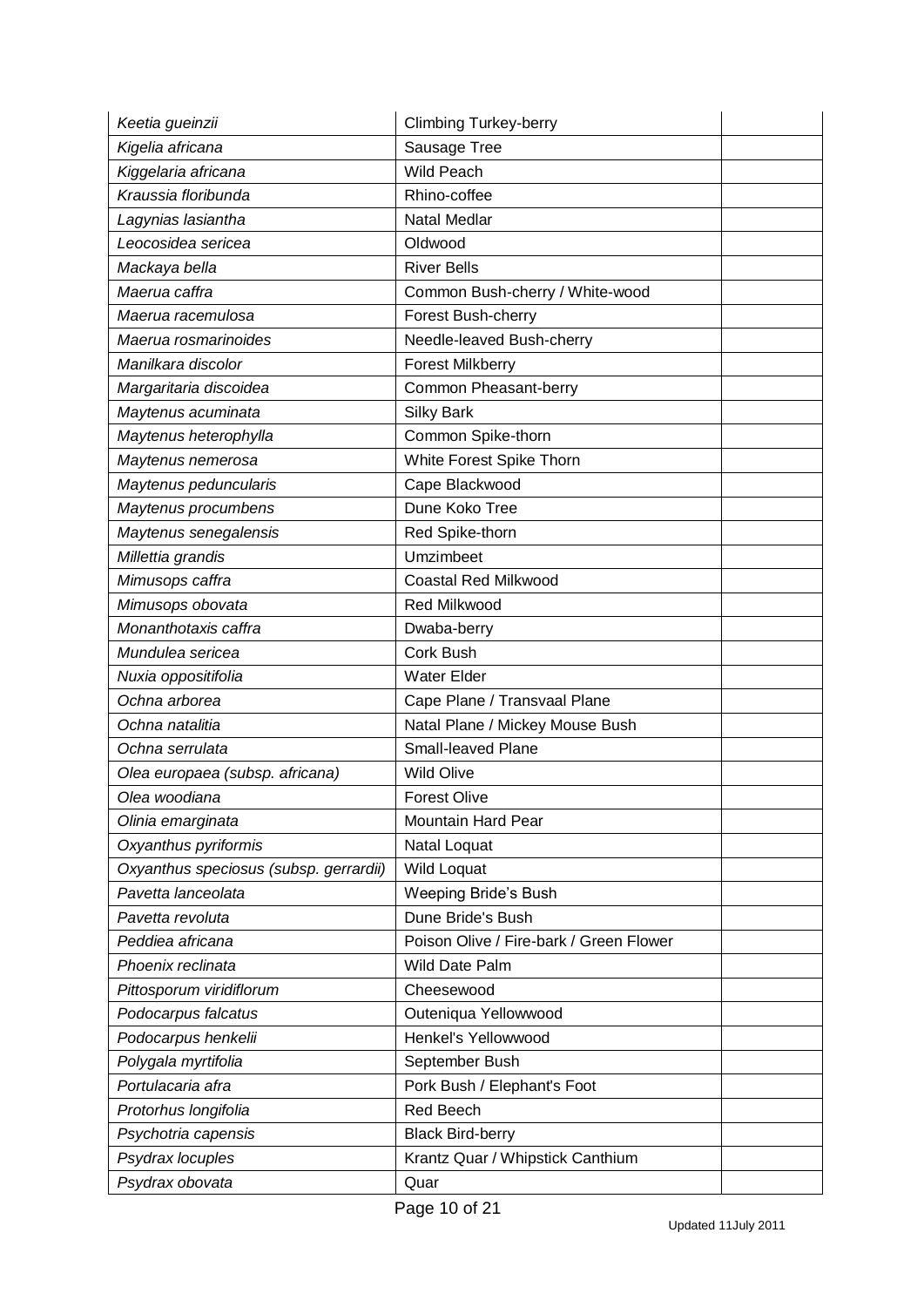| | | |
|---|---|---|
| *Keetia gueinzii* | Climbing Turkey-berry | |
| *Kigelia africana* | Sausage Tree | |
| *Kiggelaria africana* | Wild Peach | |
| *Kraussia floribunda* | Rhino-coffee | |
| *Lagynias lasiantha* | Natal Medlar | |
| *Leocosidea sericea* | Oldwood | |
| *Mackaya bella* | River Bells | |
| *Maerua caffra* | Common Bush-cherry / White-wood | |
| *Maerua racemulosa* | Forest Bush-cherry | |
| *Maerua rosmarinoides* | Needle-leaved Bush-cherry | |
| *Manilkara discolor* | Forest Milkberry | |
| *Margaritaria discoidea* | Common Pheasant-berry | |
| *Maytenus acuminata* | Silky Bark | |
| *Maytenus heterophylla* | Common Spike-thorn | |
| *Maytenus nemerosa* | White Forest Spike Thorn | |
| *Maytenus peduncularis* | Cape Blackwood | |
| *Maytenus procumbens* | Dune Koko Tree | |
| *Maytenus senegalensis* | Red Spike-thorn | |
| *Millettia grandis* | Umzimbeet | |
| *Mimusops caffra* | Coastal Red Milkwood | |
| *Mimusops obovata* | Red Milkwood | |
| *Monanthotaxis caffra* | Dwaba-berry | |
| *Mundulea sericea* | Cork Bush | |
| *Nuxia oppositifolia* | Water Elder | |
| *Ochna arborea* | Cape Plane / Transvaal Plane | |
| *Ochna natalitia* | Natal Plane / Mickey Mouse Bush | |
| *Ochna serrulata* | Small-leaved Plane | |
| *Olea europaea (subsp. africana)* | Wild Olive | |
| *Olea woodiana* | Forest Olive | |
| *Olinia emarginata* | Mountain Hard Pear | |
| *Oxyanthus pyriformis* | Natal Loquat | |
| *Oxyanthus speciosus (subsp. gerrardii)* | Wild Loquat | |
| *Pavetta lanceolata* | Weeping Bride's Bush | |
| *Pavetta revoluta* | Dune Bride's Bush | |
| *Peddiea africana* | Poison Olive / Fire-bark / Green Flower | |
| *Phoenix reclinata* | Wild Date Palm | |
| *Pittosporum viridiflorum* | Cheesewood | |
| *Podocarpus falcatus* | Outeniqua Yellowwood | |
| *Podocarpus henkelii* | Henkel's Yellowwood | |
| *Polygala myrtifolia* | September Bush | |
| *Portulacaria afra* | Pork Bush / Elephant's Foot | |
| *Protorhus longifolia* | Red Beech | |
| *Psychotria capensis* | Black Bird-berry | |
| *Psydrax locuples* | Krantz Quar / Whipstick Canthium | |
| *Psydrax obovata* | Quar | |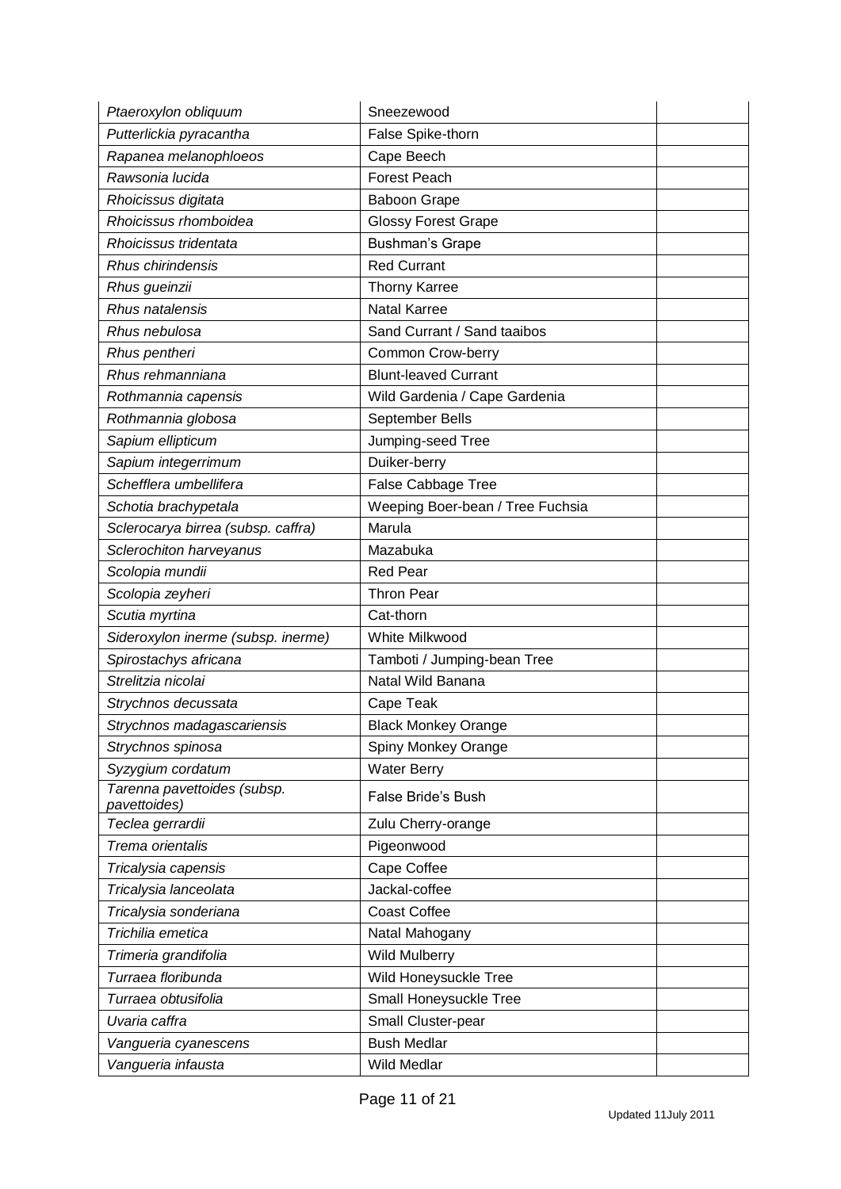| | | |
|---|---|---|
| *Ptaeroxylon obliquum* | Sneezewood | |
| *Putterlickia pyracantha* | False Spike-thorn | |
| *Rapanea melanophloeos* | Cape Beech | |
| *Rawsonia lucida* | Forest Peach | |
| *Rhoicissus digitata* | Baboon Grape | |
| *Rhoicissus rhomboidea* | Glossy Forest Grape | |
| *Rhoicissus tridentata* | Bushman's Grape | |
| *Rhus chirindensis* | Red Currant | |
| *Rhus gueinzii* | Thorny Karree | |
| *Rhus natalensis* | Natal Karree | |
| *Rhus nebulosa* | Sand Currant / Sand taaibos | |
| *Rhus pentheri* | Common Crow-berry | |
| *Rhus rehmanniana* | Blunt-leaved Currant | |
| *Rothmannia capensis* | Wild Gardenia / Cape Gardenia | |
| *Rothmannia globosa* | September Bells | |
| *Sapium ellipticum* | Jumping-seed Tree | |
| *Sapium integerrimum* | Duiker-berry | |
| *Schefflera umbellifera* | False Cabbage Tree | |
| *Schotia brachypetala* | Weeping Boer-bean / Tree Fuchsia | |
| *Sclerocarya birrea (subsp. caffra)* | Marula | |
| *Sclerochiton harveyanus* | Mazabuka | |
| *Scolopia mundii* | Red Pear | |
| *Scolopia zeyheri* | Thron Pear | |
| *Scutia myrtina* | Cat-thorn | |
| *Sideroxylon inerme (subsp. inerme)* | White Milkwood | |
| *Spirostachys africana* | Tamboti / Jumping-bean Tree | |
| *Strelitzia nicolai* | Natal Wild Banana | |
| *Strychnos decussata* | Cape Teak | |
| *Strychnos madagascariensis* | Black Monkey Orange | |
| *Strychnos spinosa* | Spiny Monkey Orange | |
| *Syzygium cordatum* | Water Berry | |
| *Tarenna pavettoides (subsp. pavettoides)* | False Bride's Bush | |
| *Teclea gerrardii* | Zulu Cherry-orange | |
| *Trema orientalis* | Pigeonwood | |
| *Tricalysia capensis* | Cape Coffee | |
| *Tricalysia lanceolata* | Jackal-coffee | |
| *Tricalysia sonderiana* | Coast Coffee | |
| *Trichilia emetica* | Natal Mahogany | |
| *Trimeria grandifolia* | Wild Mulberry | |
| *Turraea floribunda* | Wild Honeysuckle Tree | |
| *Turraea obtusifolia* | Small Honeysuckle Tree | |
| *Uvaria caffra* | Small Cluster-pear | |
| *Vangueria cyanescens* | Bush Medlar | |
| *Vangueria infausta* | Wild Medlar | |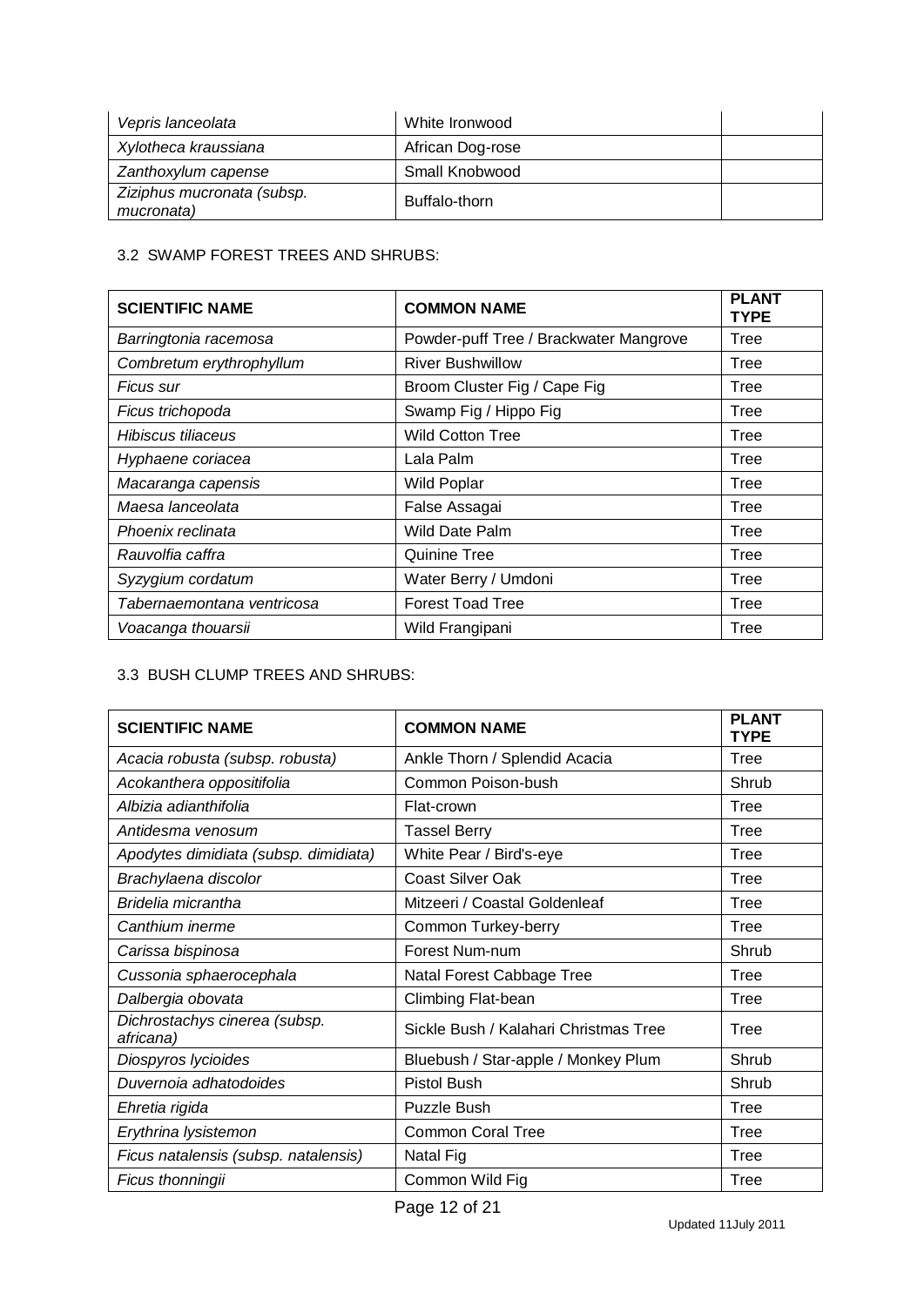| Vepris lanceolata | White Ironwood | |
|---|---|---|
| *Xylotheca kraussiana* | African Dog-rose | |
| *Zanthoxylum capense* | Small Knobwood | |
| *Ziziphus mucronata (subsp. mucronata)* | Buffalo-thorn | |

3.2 SWAMP FOREST TREES AND SHRUBS:

| SCIENTIFIC NAME | COMMON NAME | PLANT TYPE |
|---|---|---|
| *Barringtonia racemosa* | Powder-puff Tree / Brackwater Mangrove | Tree |
| *Combretum erythrophyllum* | River Bushwillow | Tree |
| *Ficus sur* | Broom Cluster Fig / Cape Fig | Tree |
| *Ficus trichopoda* | Swamp Fig / Hippo Fig | Tree |
| *Hibiscus tiliaceus* | Wild Cotton Tree | Tree |
| *Hyphaene coriacea* | Lala Palm | Tree |
| *Macaranga capensis* | Wild Poplar | Tree |
| *Maesa lanceolata* | False Assagai | Tree |
| *Phoenix reclinata* | Wild Date Palm | Tree |
| *Rauvolfia caffra* | Quinine Tree | Tree |
| *Syzygium cordatum* | Water Berry / Umdoni | Tree |
| *Tabernaemontana ventricosa* | Forest Toad Tree | Tree |
| *Voacanga thouarsii* | Wild Frangipani | Tree |

3.3 BUSH CLUMP TREES AND SHRUBS:

| SCIENTIFIC NAME | COMMON NAME | PLANT TYPE |
|---|---|---|
| *Acacia robusta (subsp. robusta)* | Ankle Thorn / Splendid Acacia | Tree |
| *Acokanthera oppositifolia* | Common Poison-bush | Shrub |
| *Albizia adianthifolia* | Flat-crown | Tree |
| *Antidesma venosum* | Tassel Berry | Tree |
| *Apodytes dimidiata (subsp. dimidiata)* | White Pear / Bird's-eye | Tree |
| *Brachylaena discolor* | Coast Silver Oak | Tree |
| *Bridelia micrantha* | Mitzeeri / Coastal Goldenleaf | Tree |
| *Canthium inerme* | Common Turkey-berry | Tree |
| *Carissa bispinosa* | Forest Num-num | Shrub |
| *Cussonia sphaerocephala* | Natal Forest Cabbage Tree | Tree |
| *Dalbergia obovata* | Climbing Flat-bean | Tree |
| *Dichrostachys cinerea (subsp. africana)* | Sickle Bush / Kalahari Christmas Tree | Tree |
| *Diospyros lycioides* | Bluebush / Star-apple / Monkey Plum | Shrub |
| *Duvernoia adhatodoides* | Pistol Bush | Shrub |
| *Ehretia rigida* | Puzzle Bush | Tree |
| *Erythrina lysistemon* | Common Coral Tree | Tree |
| *Ficus natalensis (subsp. natalensis)* | Natal Fig | Tree |
| *Ficus thonningii* | Common Wild Fig | Tree |

Updated 11July 2011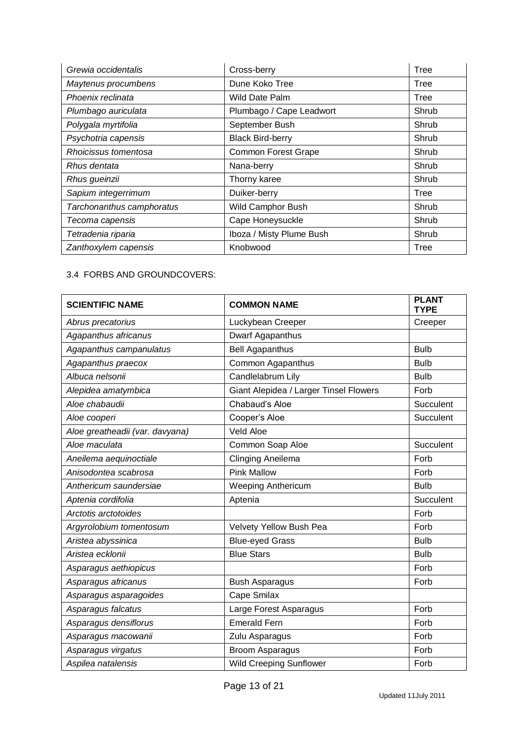| *Grewia occidentalis* | Cross-berry | Tree |
|---|---|---|
| *Maytenus procumbens* | Dune Koko Tree | Tree |
| *Phoenix reclinata* | Wild Date Palm | Tree |
| *Plumbago auriculata* | Plumbago / Cape Leadwort | Shrub |
| *Polygala myrtifolia* | September Bush | Shrub |
| *Psychotria capensis* | Black Bird-berry | Shrub |
| *Rhoicissus tomentosa* | Common Forest Grape | Shrub |
| *Rhus dentata* | Nana-berry | Shrub |
| *Rhus gueinzii* | Thorny karee | Shrub |
| *Sapium integerrimum* | Duiker-berry | Tree |
| *Tarchonanthus camphoratus* | Wild Camphor Bush | Shrub |
| *Tecoma capensis* | Cape Honeysuckle | Shrub |
| *Tetradenia riparia* | Iboza / Misty Plume Bush | Shrub |
| *Zanthoxylem capensis* | Knobwood | Tree |

3.4 FORBS AND GROUNDCOVERS:

| **SCIENTIFIC NAME** | **COMMON NAME** | **PLANT TYPE** |
|---|---|---|
| *Abrus precatorius* | Luckybean Creeper | Creeper |
| *Agapanthus africanus* | Dwarf Agapanthus | |
| *Agapanthus campanulatus* | Bell Agapanthus | Bulb |
| *Agapanthus praecox* | Common Agapanthus | Bulb |
| *Albuca nelsonii* | Candlelabrum Lily | Bulb |
| *Alepidea amatymbica* | Giant Alepidea / Larger Tinsel Flowers | Forb |
| *Aloe chabaudii* | Chabaud's Aloe | Succulent |
| *Aloe cooperi* | Cooper's Aloe | Succulent |
| *Aloe greatheadii (var. davyana)* | Veld Aloe | |
| *Aloe maculata* | Common Soap Aloe | Succulent |
| *Aneilema aequinoctiale* | Clinging Aneilema | Forb |
| *Anisodontea scabrosa* | Pink Mallow | Forb |
| *Anthericum saundersiae* | Weeping Anthericum | Bulb |
| *Aptenia cordifolia* | Aptenia | Succulent |
| *Arctotis arctotoides* | | Forb |
| *Argyrolobium tomentosum* | Velvety Yellow Bush Pea | Forb |
| *Aristea abyssinica* | Blue-eyed Grass | Bulb |
| *Aristea ecklonii* | Blue Stars | Bulb |
| *Asparagus aethiopicus* | | Forb |
| *Asparagus africanus* | Bush Asparagus | Forb |
| *Asparagus asparagoides* | Cape Smilax | |
| *Asparagus falcatus* | Large Forest Asparagus | Forb |
| *Asparagus densiflorus* | Emerald Fern | Forb |
| *Asparagus macowanii* | Zulu Asparagus | Forb |
| *Asparagus virgatus* | Broom Asparagus | Forb |
| *Aspilea natalensis* | Wild Creeping Sunflower | Forb |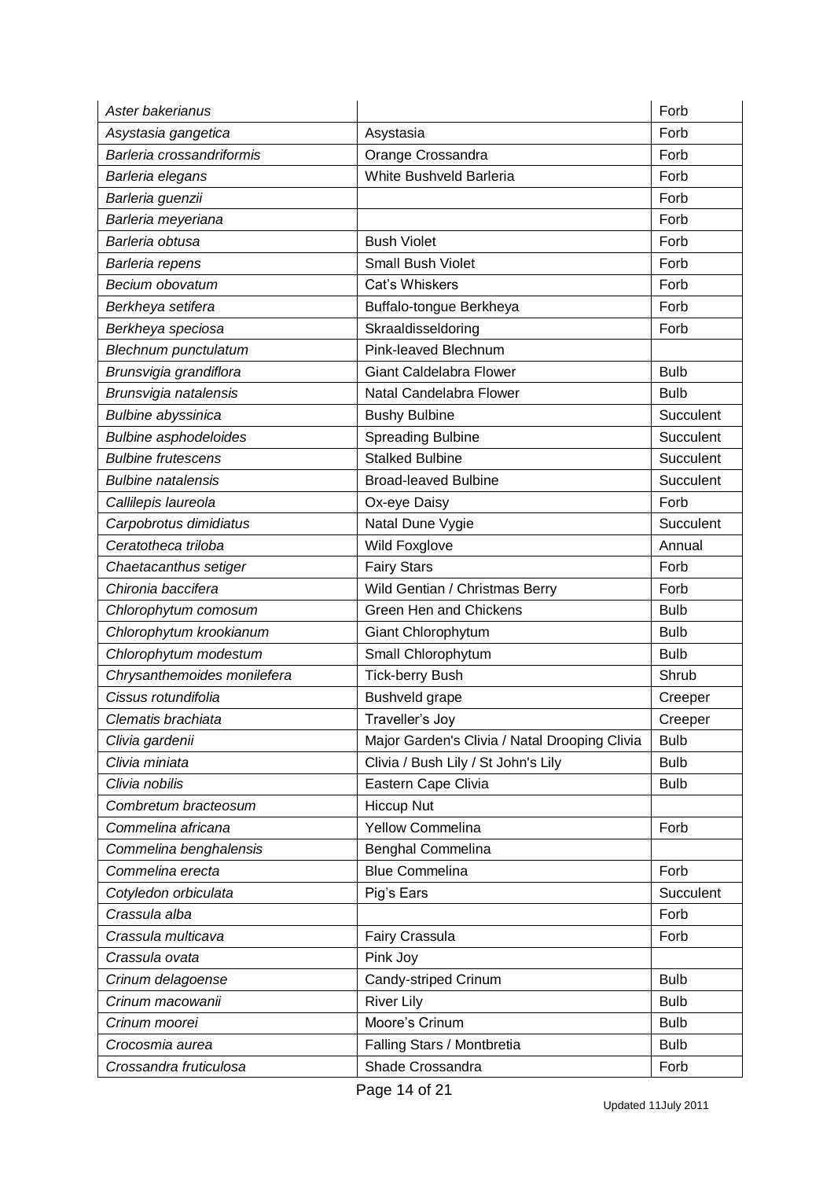| *Aster bakerianus* | | Forb |
|---|---|---|
| *Asystasia gangetica* | Asystasia | Forb |
| *Barleria crossandriformis* | Orange Crossandra | Forb |
| *Barleria elegans* | White Bushveld Barleria | Forb |
| *Barleria guenzii* | | Forb |
| *Barleria meyeriana* | | Forb |
| *Barleria obtusa* | Bush Violet | Forb |
| *Barleria repens* | Small Bush Violet | Forb |
| *Becium obovatum* | Cat's Whiskers | Forb |
| *Berkheya setifera* | Buffalo-tongue Berkheya | Forb |
| *Berkheya speciosa* | Skraaldisseldoring | Forb |
| *Blechnum punctulatum* | Pink-leaved Blechnum | |
| *Brunsvigia grandiflora* | Giant Caldelabra Flower | Bulb |
| *Brunsvigia natalensis* | Natal Candelabra Flower | Bulb |
| *Bulbine abyssinica* | Bushy Bulbine | Succulent |
| *Bulbine asphodeloides* | Spreading Bulbine | Succulent |
| *Bulbine frutescens* | Stalked Bulbine | Succulent |
| *Bulbine natalensis* | Broad-leaved Bulbine | Succulent |
| *Callilepis laureola* | Ox-eye Daisy | Forb |
| *Carpobrotus dimidiatus* | Natal Dune Vygie | Succulent |
| *Ceratotheca triloba* | Wild Foxglove | Annual |
| *Chaetacanthus setiger* | Fairy Stars | Forb |
| *Chironia baccifera* | Wild Gentian / Christmas Berry | Forb |
| *Chlorophytum comosum* | Green Hen and Chickens | Bulb |
| *Chlorophytum krookianum* | Giant Chlorophytum | Bulb |
| *Chlorophytum modestum* | Small Chlorophytum | Bulb |
| *Chrysanthemoides monilefera* | Tick-berry Bush | Shrub |
| *Cissus rotundifolia* | Bushveld grape | Creeper |
| *Clematis brachiata* | Traveller's Joy | Creeper |
| *Clivia gardenii* | Major Garden's Clivia / Natal Drooping Clivia | Bulb |
| *Clivia miniata* | Clivia / Bush Lily / St John's Lily | Bulb |
| *Clivia nobilis* | Eastern Cape Clivia | Bulb |
| *Combretum bracteosum* | Hiccup Nut | |
| *Commelina africana* | Yellow Commelina | Forb |
| *Commelina benghalensis* | Benghal Commelina | |
| *Commelina erecta* | Blue Commelina | Forb |
| *Cotyledon orbiculata* | Pig's Ears | Succulent |
| *Crassula alba* | | Forb |
| *Crassula multicava* | Fairy Crassula | Forb |
| *Crassula ovata* | Pink Joy | |
| *Crinum delagoense* | Candy-striped Crinum | Bulb |
| *Crinum macowanii* | River Lily | Bulb |
| *Crinum moorei* | Moore's Crinum | Bulb |
| *Crocosmia aurea* | Falling Stars / Montbretia | Bulb |
| *Crossandra fruticulosa* | Shade Crossandra | Forb |

Updated 11July 2011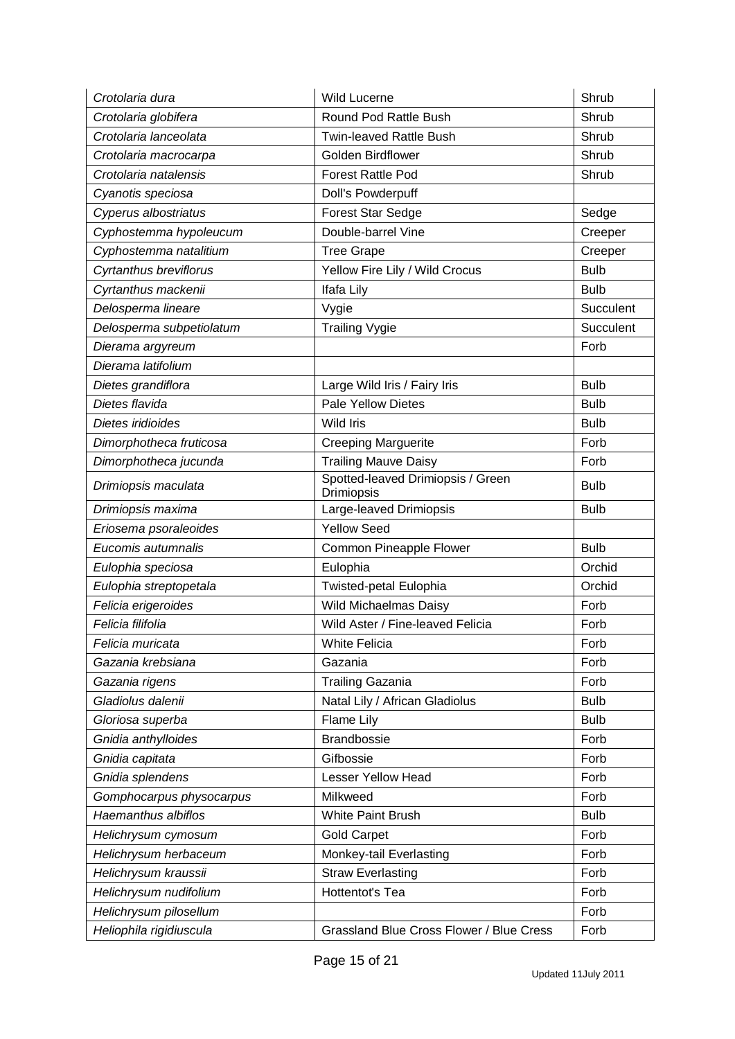| | | |
|---|---|---|
| *Crotolaria dura* | Wild Lucerne | Shrub |
| *Crotolaria globifera* | Round Pod Rattle Bush | Shrub |
| *Crotolaria lanceolata* | Twin-leaved Rattle Bush | Shrub |
| *Crotolaria macrocarpa* | Golden Birdflower | Shrub |
| *Crotolaria natalensis* | Forest Rattle Pod | Shrub |
| *Cyanotis speciosa* | Doll's Powderpuff | |
| *Cyperus albostriatus* | Forest Star Sedge | Sedge |
| *Cyphostemma hypoleucum* | Double-barrel Vine | Creeper |
| *Cyphostemma natalitium* | Tree Grape | Creeper |
| *Cyrtanthus breviflorus* | Yellow Fire Lily / Wild Crocus | Bulb |
| *Cyrtanthus mackenii* | Ifafa Lily | Bulb |
| *Delosperma lineare* | Vygie | Succulent |
| *Delosperma subpetiolatum* | Trailing Vygie | Succulent |
| *Dierama argyreum* | | Forb |
| *Dierama latifolium* | | |
| *Dietes grandiflora* | Large Wild Iris / Fairy Iris | Bulb |
| *Dietes flavida* | Pale Yellow Dietes | Bulb |
| *Dietes iridioides* | Wild Iris | Bulb |
| *Dimorphotheca fruticosa* | Creeping Marguerite | Forb |
| *Dimorphotheca jucunda* | Trailing Mauve Daisy | Forb |
| *Drimiopsis maculata* | Spotted-leaved Drimiopsis / Green Drimiopsis | Bulb |
| *Drimiopsis maxima* | Large-leaved Drimiopsis | Bulb |
| *Eriosema psoraleoides* | Yellow Seed | |
| *Eucomis autumnalis* | Common Pineapple Flower | Bulb |
| *Eulophia speciosa* | Eulophia | Orchid |
| *Eulophia streptopetala* | Twisted-petal Eulophia | Orchid |
| *Felicia erigeroides* | Wild Michaelmas Daisy | Forb |
| *Felicia filifolia* | Wild Aster / Fine-leaved Felicia | Forb |
| *Felicia muricata* | White Felicia | Forb |
| *Gazania krebsiana* | Gazania | Forb |
| *Gazania rigens* | Trailing Gazania | Forb |
| *Gladiolus dalenii* | Natal Lily / African Gladiolus | Bulb |
| *Gloriosa superba* | Flame Lily | Bulb |
| *Gnidia anthylloides* | Brandbossie | Forb |
| *Gnidia capitata* | Gifbossie | Forb |
| *Gnidia splendens* | Lesser Yellow Head | Forb |
| *Gomphocarpus physocarpus* | Milkweed | Forb |
| *Haemanthus albiflos* | White Paint Brush | Bulb |
| *Helichrysum cymosum* | Gold Carpet | Forb |
| *Helichrysum herbaceum* | Monkey-tail Everlasting | Forb |
| *Helichrysum kraussii* | Straw Everlasting | Forb |
| *Helichrysum nudifolium* | Hottentot's Tea | Forb |
| *Helichrysum pilosellum* | | Forb |
| *Heliophila rigidiuscula* | Grassland Blue Cross Flower / Blue Cress | Forb |

Updated 11July 2011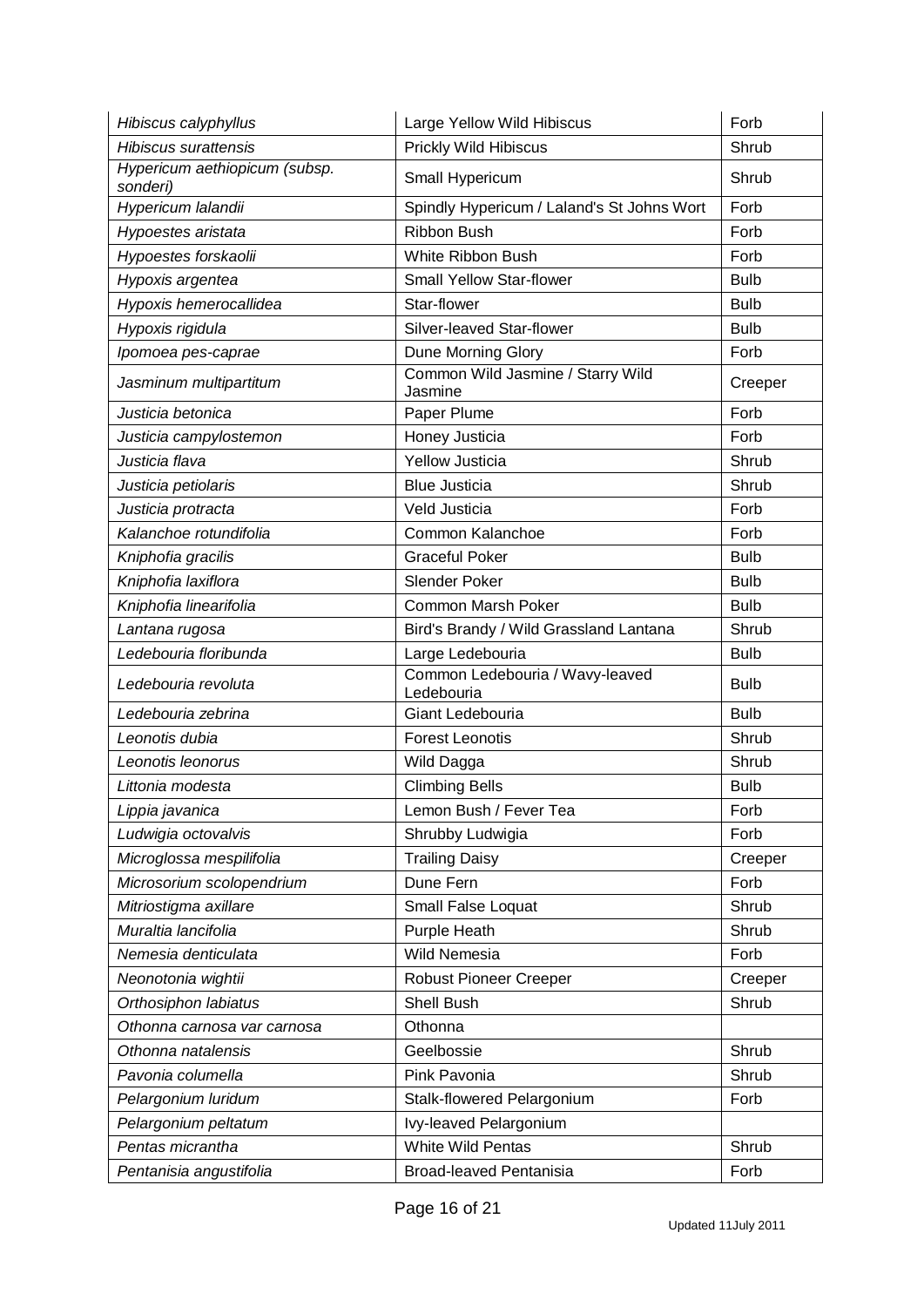| *Hibiscus calyphyllus* | Large Yellow Wild Hibiscus | Forb |
|---|---|---|
| *Hibiscus surattensis* | Prickly Wild Hibiscus | Shrub |
| *Hypericum aethiopicum (subsp. sonderi)* | Small Hypericum | Shrub |
| *Hypericum lalandii* | Spindly Hypericum / Laland's St Johns Wort | Forb |
| *Hypoestes aristata* | Ribbon Bush | Forb |
| *Hypoestes forskaolii* | White Ribbon Bush | Forb |
| *Hypoxis argentea* | Small Yellow Star-flower | Bulb |
| *Hypoxis hemerocallidea* | Star-flower | Bulb |
| *Hypoxis rigidula* | Silver-leaved Star-flower | Bulb |
| *Ipomoea pes-caprae* | Dune Morning Glory | Forb |
| *Jasminum multipartitum* | Common Wild Jasmine / Starry Wild Jasmine | Creeper |
| *Justicia betonica* | Paper Plume | Forb |
| *Justicia campylostemon* | Honey Justicia | Forb |
| *Justicia flava* | Yellow Justicia | Shrub |
| *Justicia petiolaris* | Blue Justicia | Shrub |
| *Justicia protracta* | Veld Justicia | Forb |
| *Kalanchoe rotundifolia* | Common Kalanchoe | Forb |
| *Kniphofia gracilis* | Graceful Poker | Bulb |
| *Kniphofia laxiflora* | Slender Poker | Bulb |
| *Kniphofia linearifolia* | Common Marsh Poker | Bulb |
| *Lantana rugosa* | Bird's Brandy / Wild Grassland Lantana | Shrub |
| *Ledebouria floribunda* | Large Ledebouria | Bulb |
| *Ledebouria revoluta* | Common Ledebouria / Wavy-leaved Ledebouria | Bulb |
| *Ledebouria zebrina* | Giant Ledebouria | Bulb |
| *Leonotis dubia* | Forest Leonotis | Shrub |
| *Leonotis leonorus* | Wild Dagga | Shrub |
| *Littonia modesta* | Climbing Bells | Bulb |
| *Lippia javanica* | Lemon Bush / Fever Tea | Forb |
| *Ludwigia octovalvis* | Shrubby Ludwigia | Forb |
| *Microglossa mespilifolia* | Trailing Daisy | Creeper |
| *Microsorium scolopendrium* | Dune Fern | Forb |
| *Mitriostigma axillare* | Small False Loquat | Shrub |
| *Muraltia lancifolia* | Purple Heath | Shrub |
| *Nemesia denticulata* | Wild Nemesia | Forb |
| *Neonotonia wightii* | Robust Pioneer Creeper | Creeper |
| *Orthosiphon labiatus* | Shell Bush | Shrub |
| *Othonna carnosa var carnosa* | Othonna | |
| *Othonna natalensis* | Geelbossie | Shrub |
| *Pavonia columella* | Pink Pavonia | Shrub |
| *Pelargonium luridum* | Stalk-flowered Pelargonium | Forb |
| *Pelargonium peltatum* | Ivy-leaved Pelargonium | |
| *Pentas micrantha* | White Wild Pentas | Shrub |
| *Pentanisia angustifolia* | Broad-leaved Pentanisia | Forb |

Updated 11July 2011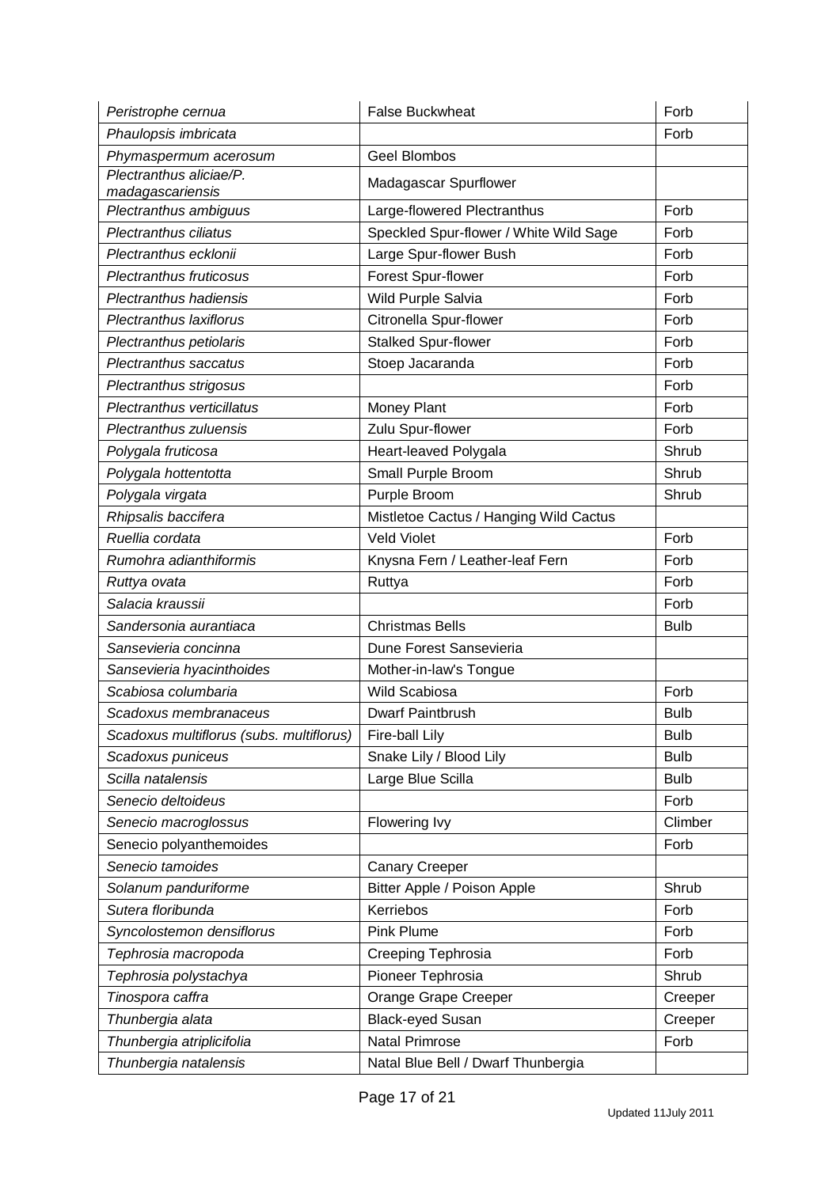| | | |
|---|---|---|
| *Peristrophe cernua* | False Buckwheat | Forb |
| *Phaulopsis imbricata* | | Forb |
| *Phymaspermum acerosum* | Geel Blombos | |
| *Plectranthus aliciae/P. madagascariensis* | Madagascar Spurflower | |
| *Plectranthus ambiguus* | Large-flowered Plectranthus | Forb |
| *Plectranthus ciliatus* | Speckled Spur-flower / White Wild Sage | Forb |
| *Plectranthus ecklonii* | Large Spur-flower Bush | Forb |
| *Plectranthus fruticosus* | Forest Spur-flower | Forb |
| *Plectranthus hadiensis* | Wild Purple Salvia | Forb |
| *Plectranthus laxiflorus* | Citronella Spur-flower | Forb |
| *Plectranthus petiolaris* | Stalked Spur-flower | Forb |
| *Plectranthus saccatus* | Stoep Jacaranda | Forb |
| *Plectranthus strigosus* | | Forb |
| *Plectranthus verticillatus* | Money Plant | Forb |
| *Plectranthus zuluensis* | Zulu Spur-flower | Forb |
| *Polygala fruticosa* | Heart-leaved Polygala | Shrub |
| *Polygala hottentotta* | Small Purple Broom | Shrub |
| *Polygala virgata* | Purple Broom | Shrub |
| *Rhipsalis baccifera* | Mistletoe Cactus / Hanging Wild Cactus | |
| *Ruellia cordata* | Veld Violet | Forb |
| *Rumohra adianthiformis* | Knysna Fern / Leather-leaf Fern | Forb |
| *Ruttya ovata* | Ruttya | Forb |
| *Salacia kraussii* | | Forb |
| *Sandersonia aurantiaca* | Christmas Bells | Bulb |
| *Sansevieria concinna* | Dune Forest Sansevieria | |
| *Sansevieria hyacinthoides* | Mother-in-law's Tongue | |
| *Scabiosa columbaria* | Wild Scabiosa | Forb |
| *Scadoxus membranaceus* | Dwarf Paintbrush | Bulb |
| *Scadoxus multiflorus (subs. multiflorus)* | Fire-ball Lily | Bulb |
| *Scadoxus puniceus* | Snake Lily / Blood Lily | Bulb |
| *Scilla natalensis* | Large Blue Scilla | Bulb |
| *Senecio deltoideus* | | Forb |
| *Senecio macroglossus* | Flowering Ivy | Climber |
| Senecio polyanthemoides | | Forb |
| *Senecio tamoides* | Canary Creeper | |
| *Solanum panduriforme* | Bitter Apple / Poison Apple | Shrub |
| *Sutera floribunda* | Kerriebos | Forb |
| *Syncolostemon densiflorus* | Pink Plume | Forb |
| *Tephrosia macropoda* | Creeping Tephrosia | Forb |
| *Tephrosia polystachya* | Pioneer Tephrosia | Shrub |
| *Tinospora caffra* | Orange Grape Creeper | Creeper |
| *Thunbergia alata* | Black-eyed Susan | Creeper |
| *Thunbergia atriplicifolia* | Natal Primrose | Forb |
| *Thunbergia natalensis* | Natal Blue Bell / Dwarf Thunbergia | |

Updated 11July 2011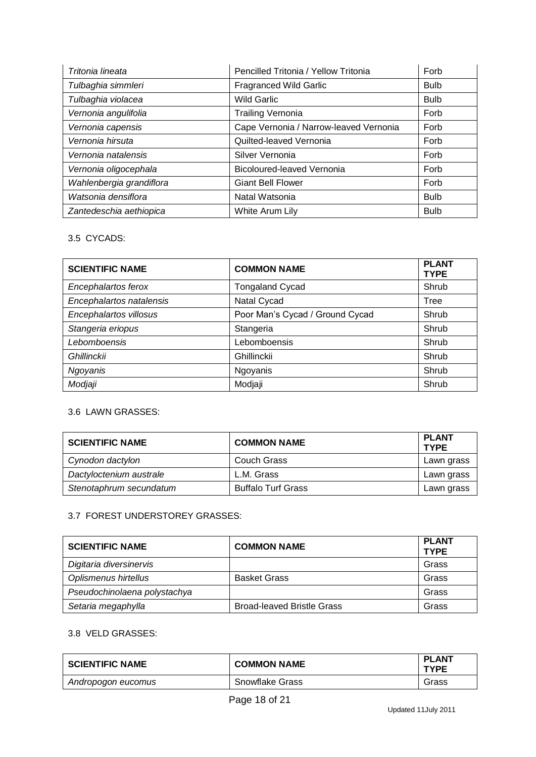| | | |
|---|---|---|
| *Tritonia lineata* | Pencilled Tritonia / Yellow Tritonia | Forb |
| *Tulbaghia simmleri* | Fragranced Wild Garlic | Bulb |
| *Tulbaghia violacea* | Wild Garlic | Bulb |
| *Vernonia angulifolia* | Trailing Vernonia | Forb |
| *Vernonia capensis* | Cape Vernonia / Narrow-leaved Vernonia | Forb |
| *Vernonia hirsuta* | Quilted-leaved Vernonia | Forb |
| *Vernonia natalensis* | Silver Vernonia | Forb |
| *Vernonia oligocephala* | Bicoloured-leaved Vernonia | Forb |
| *Wahlenbergia grandiflora* | Giant Bell Flower | Forb |
| *Watsonia densiflora* | Natal Watsonia | Bulb |
| *Zantedeschia aethiopica* | White Arum Lily | Bulb |

3.5 CYCADS:

| SCIENTIFIC NAME | COMMON NAME | PLANT TYPE |
|---|---|---|
| *Encephalartos ferox* | Tongaland Cycad | Shrub |
| *Encephalartos natalensis* | Natal Cycad | Tree |
| *Encephalartos villosus* | Poor Man's Cycad / Ground Cycad | Shrub |
| *Stangeria eriopus* | Stangeria | Shrub |
| *Lebomboensis* | Lebomboensis | Shrub |
| *Ghillinckii* | Ghillinckii | Shrub |
| *Ngoyanis* | Ngoyanis | Shrub |
| *Modjaji* | Modjaji | Shrub |

3.6 LAWN GRASSES:

| SCIENTIFIC NAME | COMMON NAME | PLANT TYPE |
|---|---|---|
| *Cynodon dactylon* | Couch Grass | Lawn grass |
| *Dactyloctenium australe* | L.M. Grass | Lawn grass |
| *Stenotaphrum secundatum* | Buffalo Turf Grass | Lawn grass |

3.7 FOREST UNDERSTOREY GRASSES:

| SCIENTIFIC NAME | COMMON NAME | PLANT TYPE |
|---|---|---|
| *Digitaria diversinervis* | | Grass |
| *Oplismenus hirtellus* | Basket Grass | Grass |
| *Pseudochinolaena polystachya* | | Grass |
| *Setaria megaphylla* | Broad-leaved Bristle Grass | Grass |

3.8 VELD GRASSES:

| SCIENTIFIC NAME | COMMON NAME | PLANT TYPE |
|---|---|---|
| *Andropogon eucomus* | Snowflake Grass | Grass |

Updated 11July 2011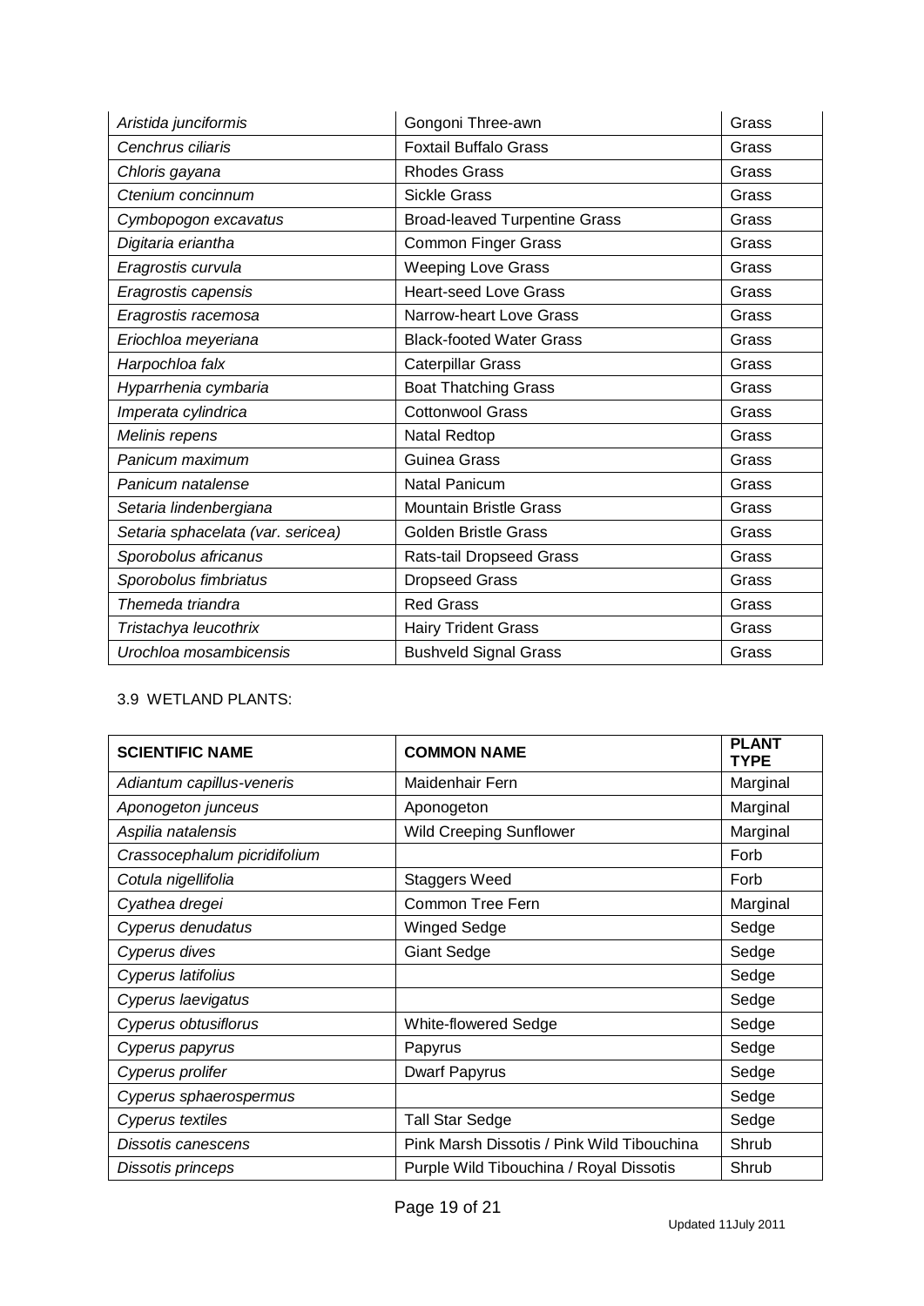| | | |
|---|---|---|
| *Aristida junciformis* | Gongoni Three-awn | Grass |
| *Cenchrus ciliaris* | Foxtail Buffalo Grass | Grass |
| *Chloris gayana* | Rhodes Grass | Grass |
| *Ctenium concinnum* | Sickle Grass | Grass |
| *Cymbopogon excavatus* | Broad-leaved Turpentine Grass | Grass |
| *Digitaria eriantha* | Common Finger Grass | Grass |
| *Eragrostis curvula* | Weeping Love Grass | Grass |
| *Eragrostis capensis* | Heart-seed Love Grass | Grass |
| *Eragrostis racemosa* | Narrow-heart Love Grass | Grass |
| *Eriochloa meyeriana* | Black-footed Water Grass | Grass |
| *Harpochloa falx* | Caterpillar Grass | Grass |
| *Hyparrhenia cymbaria* | Boat Thatching Grass | Grass |
| *Imperata cylindrica* | Cottonwool Grass | Grass |
| *Melinis repens* | Natal Redtop | Grass |
| *Panicum maximum* | Guinea Grass | Grass |
| *Panicum natalense* | Natal Panicum | Grass |
| *Setaria lindenbergiana* | Mountain Bristle Grass | Grass |
| *Setaria sphacelata (var. sericea)* | Golden Bristle Grass | Grass |
| *Sporobolus africanus* | Rats-tail Dropseed Grass | Grass |
| *Sporobolus fimbriatus* | Dropseed Grass | Grass |
| *Themeda triandra* | Red Grass | Grass |
| *Tristachya leucothrix* | Hairy Trident Grass | Grass |
| *Urochloa mosambicensis* | Bushveld Signal Grass | Grass |

3.9 WETLAND PLANTS:

| SCIENTIFIC NAME | COMMON NAME | PLANT TYPE |
|---|---|---|
| *Adiantum capillus-veneris* | Maidenhair Fern | Marginal |
| *Aponogeton junceus* | Aponogeton | Marginal |
| *Aspilia natalensis* | Wild Creeping Sunflower | Marginal |
| *Crassocephalum picridifolium* | | Forb |
| *Cotula nigellifolia* | Staggers Weed | Forb |
| *Cyathea dregei* | Common Tree Fern | Marginal |
| *Cyperus denudatus* | Winged Sedge | Sedge |
| *Cyperus dives* | Giant Sedge | Sedge |
| *Cyperus latifolius* | | Sedge |
| *Cyperus laevigatus* | | Sedge |
| *Cyperus obtusiflorus* | White-flowered Sedge | Sedge |
| *Cyperus papyrus* | Papyrus | Sedge |
| *Cyperus prolifer* | Dwarf Papyrus | Sedge |
| *Cyperus sphaerospermus* | | Sedge |
| *Cyperus textiles* | Tall Star Sedge | Sedge |
| *Dissotis canescens* | Pink Marsh Dissotis / Pink Wild Tibouchina | Shrub |
| *Dissotis princeps* | Purple Wild Tibouchina / Royal Dissotis | Shrub |

Updated 11July 2011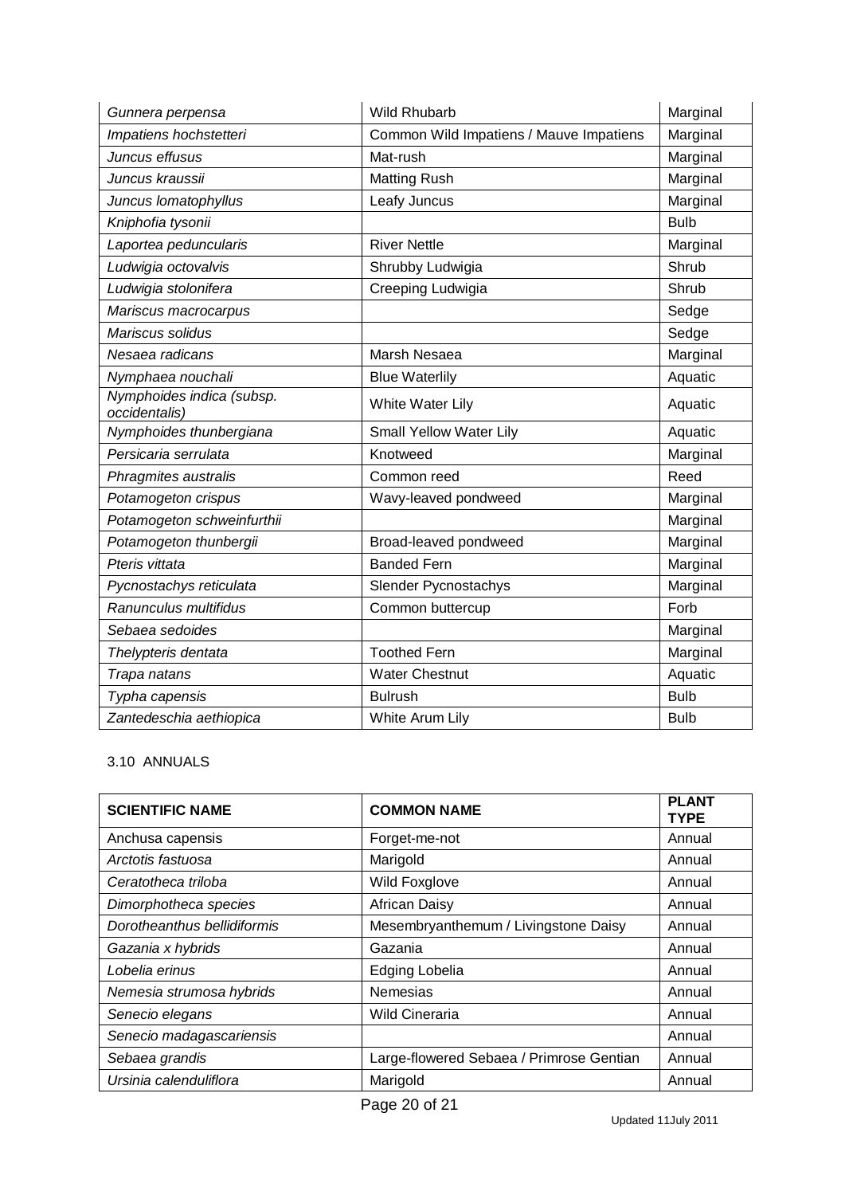| | | |
|---|---|---|
| *Gunnera perpensa* | Wild Rhubarb | Marginal |
| *Impatiens hochstetteri* | Common Wild Impatiens / Mauve Impatiens | Marginal |
| *Juncus effusus* | Mat-rush | Marginal |
| *Juncus kraussii* | Matting Rush | Marginal |
| *Juncus lomatophyllus* | Leafy Juncus | Marginal |
| *Kniphofia tysonii* | | Bulb |
| *Laportea peduncularis* | River Nettle | Marginal |
| *Ludwigia octovalvis* | Shrubby Ludwigia | Shrub |
| *Ludwigia stolonifera* | Creeping Ludwigia | Shrub |
| *Mariscus macrocarpus* | | Sedge |
| *Mariscus solidus* | | Sedge |
| *Nesaea radicans* | Marsh Nesaea | Marginal |
| *Nymphaea nouchali* | Blue Waterlily | Aquatic |
| *Nymphoides indica (subsp. occidentalis)* | White Water Lily | Aquatic |
| *Nymphoides thunbergiana* | Small Yellow Water Lily | Aquatic |
| *Persicaria serrulata* | Knotweed | Marginal |
| *Phragmites australis* | Common reed | Reed |
| *Potamogeton crispus* | Wavy-leaved pondweed | Marginal |
| *Potamogeton schweinfurthii* | | Marginal |
| *Potamogeton thunbergii* | Broad-leaved pondweed | Marginal |
| *Pteris vittata* | Banded Fern | Marginal |
| *Pycnostachys reticulata* | Slender Pycnostachys | Marginal |
| *Ranunculus multifidus* | Common buttercup | Forb |
| *Sebaea sedoides* | | Marginal |
| *Thelypteris dentata* | Toothed Fern | Marginal |
| *Trapa natans* | Water Chestnut | Aquatic |
| *Typha capensis* | Bulrush | Bulb |
| *Zantedeschia aethiopica* | White Arum Lily | Bulb |

3.10 ANNUALS

| SCIENTIFIC NAME | COMMON NAME | PLANT TYPE |
|---|---|---|
| Anchusa capensis | Forget-me-not | Annual |
| *Arctotis fastuosa* | Marigold | Annual |
| *Ceratotheca triloba* | Wild Foxglove | Annual |
| *Dimorphotheca species* | African Daisy | Annual |
| *Dorotheanthus bellidiformis* | Mesembryanthemum / Livingstone Daisy | Annual |
| *Gazania x hybrids* | Gazania | Annual |
| *Lobelia erinus* | Edging Lobelia | Annual |
| *Nemesia strumosa hybrids* | Nemesias | Annual |
| *Senecio elegans* | Wild Cineraria | Annual |
| *Senecio madagascariensis* | | Annual |
| *Sebaea grandis* | Large-flowered Sebaea / Primrose Gentian | Annual |
| *Ursinia calenduliflora* | Marigold | Annual |

Updated 11July 2011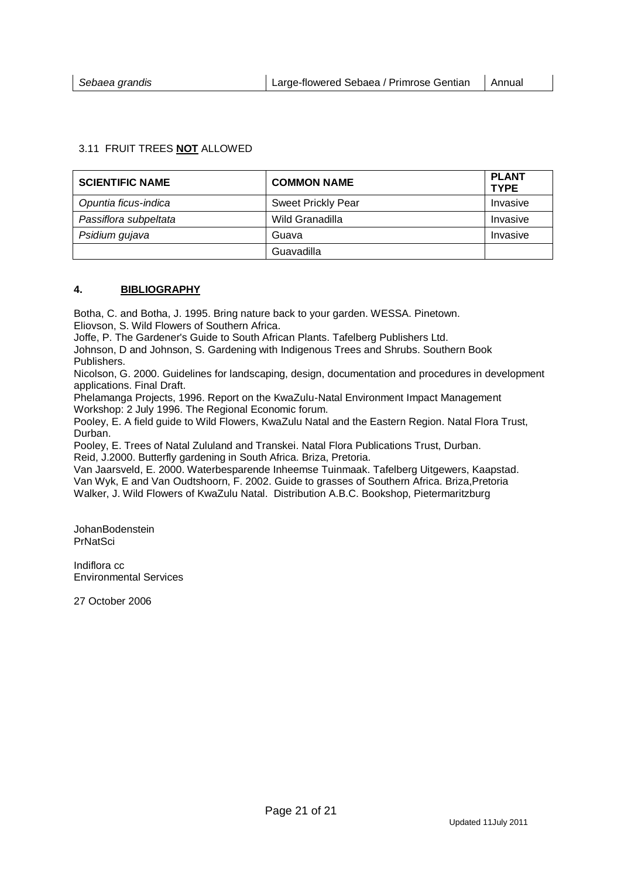| | | |
|---|---|---|
| *Sebaea grandis* | Large-flowered Sebaea / Primrose Gentian | Annual |

3.11 FRUIT TREES **NOT** ALLOWED

| SCIENTIFIC NAME | COMMON NAME | PLANT TYPE |
|---|---|---|
| *Opuntia ficus-indica* | Sweet Prickly Pear | Invasive |
| *Passiflora subpeltata* | Wild Granadilla | Invasive |
| *Psidium gujava* | Guava | Invasive |
| | Guavadilla | |

## 4. BIBLIOGRAPHY

Botha, C. and Botha, J. 1995. Bring nature back to your garden. WESSA. Pinetown.
Eliovson, S. Wild Flowers of Southern Africa.
Joffe, P. The Gardener's Guide to South African Plants. Tafelberg Publishers Ltd.
Johnson, D and Johnson, S. Gardening with Indigenous Trees and Shrubs. Southern Book Publishers.
Nicolson, G. 2000. Guidelines for landscaping, design, documentation and procedures in development applications. Final Draft.
Phelamanga Projects, 1996. Report on the KwaZulu-Natal Environment Impact Management Workshop: 2 July 1996. The Regional Economic forum.
Pooley, E. A field guide to Wild Flowers, KwaZulu Natal and the Eastern Region. Natal Flora Trust, Durban.
Pooley, E. Trees of Natal Zululand and Transkei. Natal Flora Publications Trust, Durban.
Reid, J.2000. Butterfly gardening in South Africa. Briza, Pretoria.
Van Jaarsveld, E. 2000. Waterbesparende Inheemse Tuinmaak. Tafelberg Uitgewers, Kaapstad.
Van Wyk, E and Van Oudtshoorn, F. 2002. Guide to grasses of Southern Africa. Briza,Pretoria
Walker, J. Wild Flowers of KwaZulu Natal. Distribution A.B.C. Bookshop, Pietermaritzburg

JohanBodenstein
PrNatSci

Indiflora cc
Environmental Services

27 October 2006

Updated 11July 2011